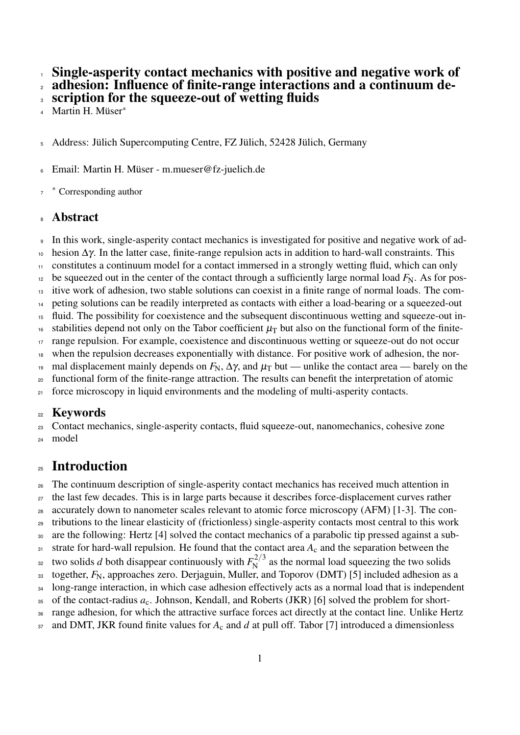# Single-asperity contact mechanics with positive and negative work of adhesion: Influence of finite-range interactions and a continuum description for the squeeze-out of wetting fluids

Martin H. Müser*

Address: Jülich Supercomputing Centre, FZ Jülich, 52428 Jülich, Germany

Email: Martin H. Müser - m.mueser@fz-juelich.de

\* Corresponding author

## Abstract

In this work, single-asperity contact mechanics is investigated for positive and negative work of adhesion $\Delta\gamma$. In the latter case, finite-range repulsion acts in addition to hard-wall constraints. This constitutes a continuum model for a contact immersed in a strongly wetting fluid, which can only be squeezed out in the center of the contact through a sufficiently large normal load $F_\text{N}$. As for positive work of adhesion, two stable solutions can coexist in a finite range of normal loads. The competing solutions can be readily interpreted as contacts with either a load-bearing or a squeezed-out fluid. The possibility for coexistence and the subsequent discontinuous wetting and squeeze-out instabilities depend not only on the Tabor coefficient $\mu_\text{T}$ but also on the functional form of the finite-range repulsion. For example, coexistence and discontinuous wetting or squeeze-out do not occur when the repulsion decreases exponentially with distance. For positive work of adhesion, the normal displacement mainly depends on $F_\text{N}$, $\Delta\gamma$, and $\mu_\text{T}$ but — unlike the contact area — barely on the functional form of the finite-range attraction. The results can benefit the interpretation of atomic force microscopy in liquid environments and the modeling of multi-asperity contacts.

## Keywords

Contact mechanics, single-asperity contacts, fluid squeeze-out, nanomechanics, cohesive zone model

## Introduction

The continuum description of single-asperity contact mechanics has received much attention in the last few decades. This is in large parts because it describes force-displacement curves rather accurately down to nanometer scales relevant to atomic force microscopy (AFM) [1-3]. The contributions to the linear elasticity of (frictionless) single-asperity contacts most central to this work are the following: Hertz [4] solved the contact mechanics of a parabolic tip pressed against a substrate for hard-wall repulsion. He found that the contact area $A_\text{c}$ and the separation between the two solids $d$ both disappear continuously with $F_\text{N}^{2/3}$ as the normal load squeezing the two solids together, $F_\text{N}$, approaches zero. Derjaguin, Muller, and Toporov (DMT) [5] included adhesion as a long-range interaction, in which case adhesion effectively acts as a normal load that is independent of the contact-radius $a_\text{c}$. Johnson, Kendall, and Roberts (JKR) [6] solved the problem for short-range adhesion, for which the attractive surface forces act directly at the contact line. Unlike Hertz and DMT, JKR found finite values for $A_\text{c}$ and $d$ at pull off. Tabor [7] introduced a dimensionless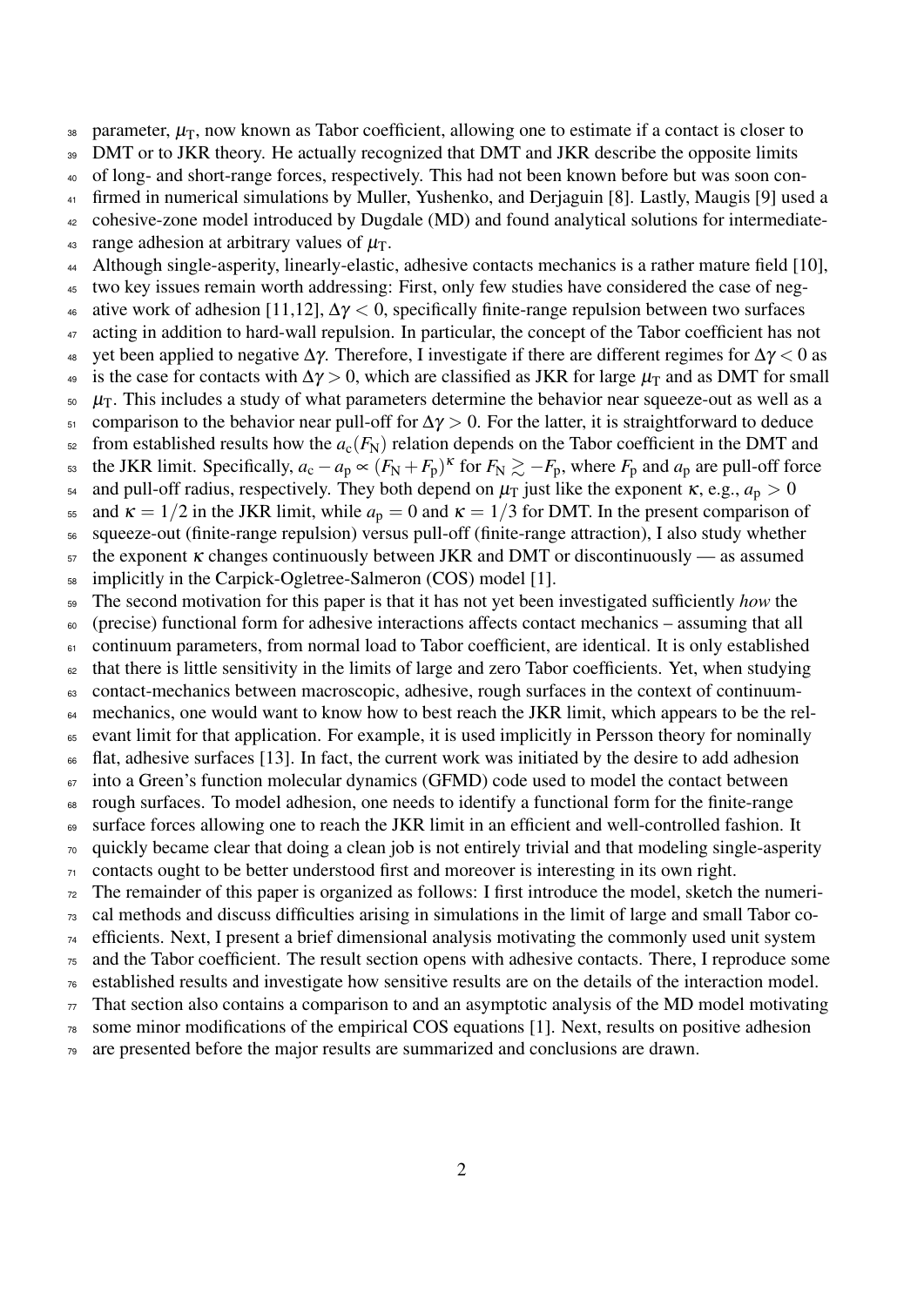parameter, $\mu_T$, now known as Tabor coefficient, allowing one to estimate if a contact is closer to DMT or to JKR theory. He actually recognized that DMT and JKR describe the opposite limits of long- and short-range forces, respectively. This had not been known before but was soon confirmed in numerical simulations by Muller, Yushenko, and Derjaguin [8]. Lastly, Maugis [9] used a cohesive-zone model introduced by Dugdale (MD) and found analytical solutions for intermediate-range adhesion at arbitrary values of $\mu_T$.

Although single-asperity, linearly-elastic, adhesive contacts mechanics is a rather mature field [10], two key issues remain worth addressing: First, only few studies have considered the case of negative work of adhesion [11,12], $\Delta\gamma < 0$, specifically finite-range repulsion between two surfaces acting in addition to hard-wall repulsion. In particular, the concept of the Tabor coefficient has not yet been applied to negative $\Delta\gamma$. Therefore, I investigate if there are different regimes for $\Delta\gamma < 0$ as is the case for contacts with $\Delta\gamma > 0$, which are classified as JKR for large $\mu_T$ and as DMT for small $\mu_T$. This includes a study of what parameters determine the behavior near squeeze-out as well as a comparison to the behavior near pull-off for $\Delta\gamma > 0$. For the latter, it is straightforward to deduce from established results how the $a_c(F_N)$ relation depends on the Tabor coefficient in the DMT and the JKR limit. Specifically, $a_c - a_p \propto (F_N + F_p)^\kappa$ for $F_N \gtrsim -F_p$, where $F_p$ and $a_p$ are pull-off force and pull-off radius, respectively. They both depend on $\mu_T$ just like the exponent $\kappa$, e.g., $a_p > 0$ and $\kappa = 1/2$ in the JKR limit, while $a_p = 0$ and $\kappa = 1/3$ for DMT. In the present comparison of squeeze-out (finite-range repulsion) versus pull-off (finite-range attraction), I also study whether the exponent $\kappa$ changes continuously between JKR and DMT or discontinuously — as assumed implicitly in the Carpick-Ogletree-Salmeron (COS) model [1].

The second motivation for this paper is that it has not yet been investigated sufficiently *how* the (precise) functional form for adhesive interactions affects contact mechanics – assuming that all continuum parameters, from normal load to Tabor coefficient, are identical. It is only established that there is little sensitivity in the limits of large and zero Tabor coefficients. Yet, when studying contact-mechanics between macroscopic, adhesive, rough surfaces in the context of continuum-mechanics, one would want to know how to best reach the JKR limit, which appears to be the relevant limit for that application. For example, it is used implicitly in Persson theory for nominally flat, adhesive surfaces [13]. In fact, the current work was initiated by the desire to add adhesion into a Green's function molecular dynamics (GFMD) code used to model the contact between rough surfaces. To model adhesion, one needs to identify a functional form for the finite-range surface forces allowing one to reach the JKR limit in an efficient and well-controlled fashion. It quickly became clear that doing a clean job is not entirely trivial and that modeling single-asperity contacts ought to be better understood first and moreover is interesting in its own right.

The remainder of this paper is organized as follows: I first introduce the model, sketch the numerical methods and discuss difficulties arising in simulations in the limit of large and small Tabor coefficients. Next, I present a brief dimensional analysis motivating the commonly used unit system and the Tabor coefficient. The result section opens with adhesive contacts. There, I reproduce some established results and investigate how sensitive results are on the details of the interaction model. That section also contains a comparison to and an asymptotic analysis of the MD model motivating some minor modifications of the empirical COS equations [1]. Next, results on positive adhesion are presented before the major results are summarized and conclusions are drawn.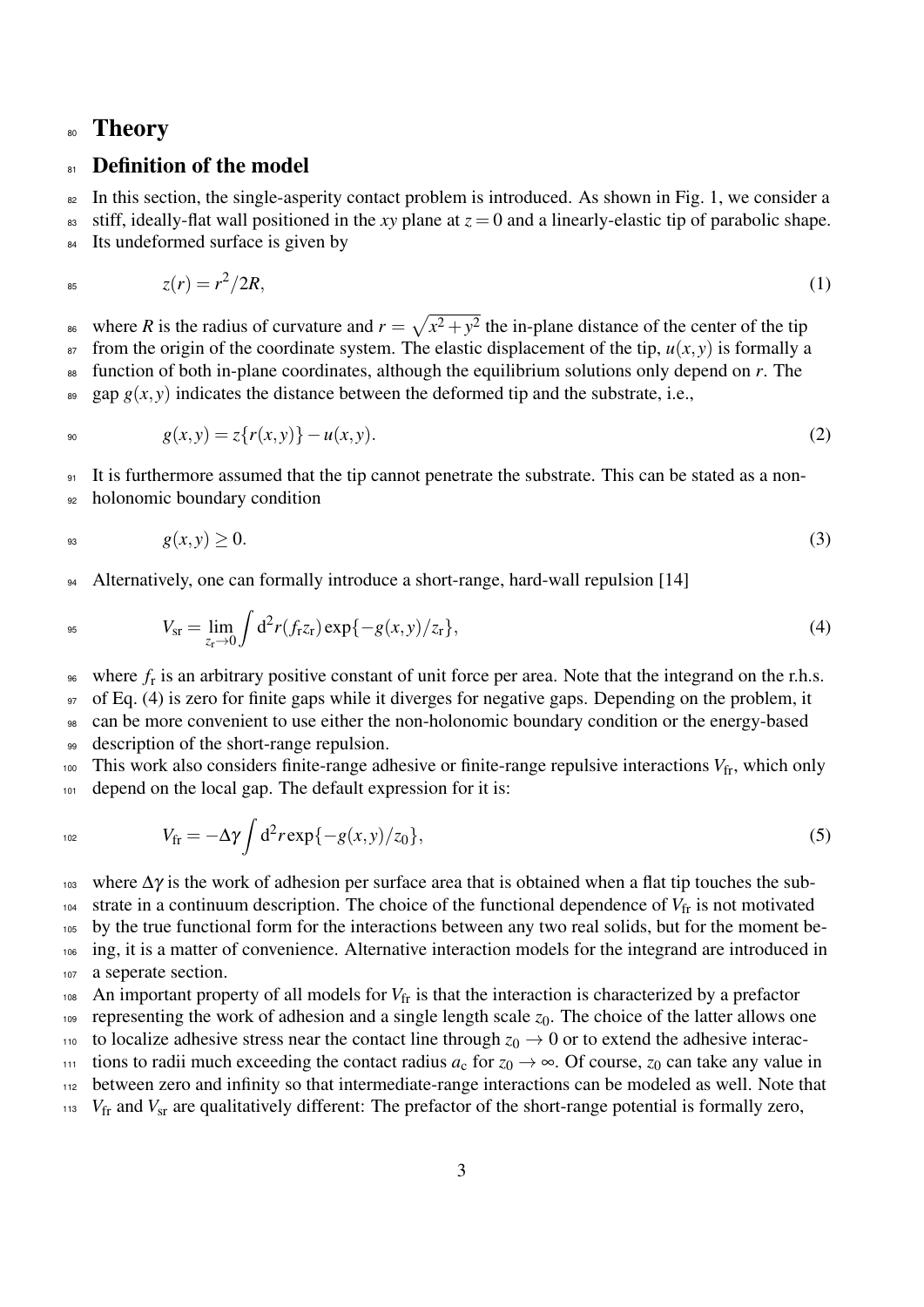# Theory

## Definition of the model

In this section, the single-asperity contact problem is introduced. As shown in Fig. 1, we consider a stiff, ideally-flat wall positioned in the $xy$ plane at $z = 0$ and a linearly-elastic tip of parabolic shape. Its undeformed surface is given by

$$z(r) = r^2/2R, \tag{1}$$

where $R$ is the radius of curvature and $r = \sqrt{x^2 + y^2}$ the in-plane distance of the center of the tip from the origin of the coordinate system. The elastic displacement of the tip, $u(x, y)$ is formally a function of both in-plane coordinates, although the equilibrium solutions only depend on $r$. The gap $g(x, y)$ indicates the distance between the deformed tip and the substrate, i.e.,

$$g(x, y) = z\{r(x, y)\} - u(x, y). \tag{2}$$

It is furthermore assumed that the tip cannot penetrate the substrate. This can be stated as a non-holonomic boundary condition

$$g(x, y) \geq 0. \tag{3}$$

Alternatively, one can formally introduce a short-range, hard-wall repulsion [14]

$$V_{\mathrm{sr}} = \lim_{z_{\mathrm{r}} \to 0} \int \mathrm{d}^2 r (f_{\mathrm{r}} z_{\mathrm{r}}) \exp\{-g(x, y)/z_{\mathrm{r}}\}, \tag{4}$$

where $f_{\mathrm{r}}$ is an arbitrary positive constant of unit force per area. Note that the integrand on the r.h.s. of Eq. (4) is zero for finite gaps while it diverges for negative gaps. Depending on the problem, it can be more convenient to use either the non-holonomic boundary condition or the energy-based description of the short-range repulsion.

This work also considers finite-range adhesive or finite-range repulsive interactions $V_{\mathrm{fr}}$, which only depend on the local gap. The default expression for it is:

$$V_{\mathrm{fr}} = -\Delta\gamma \int \mathrm{d}^2 r \exp\{-g(x, y)/z_0\}, \tag{5}$$

where $\Delta\gamma$ is the work of adhesion per surface area that is obtained when a flat tip touches the substrate in a continuum description. The choice of the functional dependence of $V_{\mathrm{fr}}$ is not motivated by the true functional form for the interactions between any two real solids, but for the moment being, it is a matter of convenience. Alternative interaction models for the integrand are introduced in a seperate section.

An important property of all models for $V_{\mathrm{fr}}$ is that the interaction is characterized by a prefactor representing the work of adhesion and a single length scale $z_0$. The choice of the latter allows one to localize adhesive stress near the contact line through $z_0 \to 0$ or to extend the adhesive interactions to radii much exceeding the contact radius $a_{\mathrm{c}}$ for $z_0 \to \infty$. Of course, $z_0$ can take any value in between zero and infinity so that intermediate-range interactions can be modeled as well. Note that $V_{\mathrm{fr}}$ and $V_{\mathrm{sr}}$ are qualitatively different: The prefactor of the short-range potential is formally zero,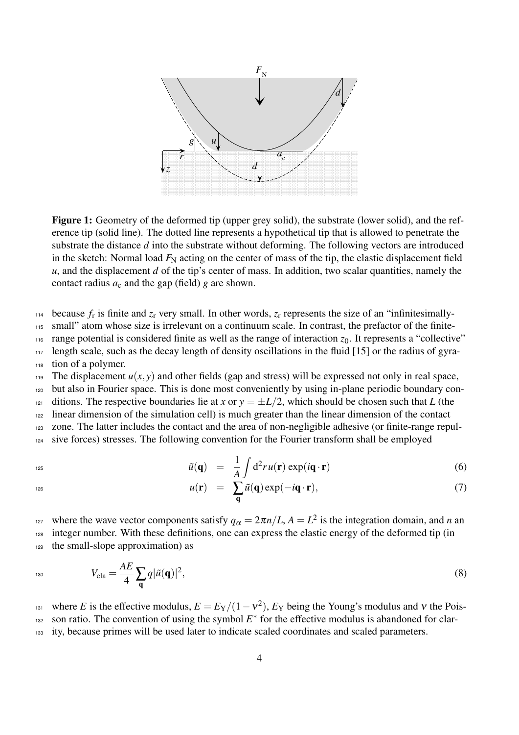**Figure 1:** Geometry of the deformed tip (upper grey solid), the substrate (lower solid), and the reference tip (solid line). The dotted line represents a hypothetical tip that is allowed to penetrate the substrate the distance $d$ into the substrate without deforming. The following vectors are introduced in the sketch: Normal load $F_N$ acting on the center of mass of the tip, the elastic displacement field $u$, and the displacement $d$ of the tip's center of mass. In addition, two scalar quantities, namely the contact radius $a_c$ and the gap (field) $g$ are shown.

because $f_r$ is finite and $z_r$ very small. In other words, $z_r$ represents the size of an "infinitesimally-small" atom whose size is irrelevant on a continuum scale. In contrast, the prefactor of the finite-range potential is considered finite as well as the range of interaction $z_0$. It represents a "collective" length scale, such as the decay length of density oscillations in the fluid [15] or the radius of gyration of a polymer.

The displacement $u(x,y)$ and other fields (gap and stress) will be expressed not only in real space, but also in Fourier space. This is done most conveniently by using in-plane periodic boundary conditions. The respective boundaries lie at $x$ or $y = \pm L/2$, which should be chosen such that $L$ (the linear dimension of the simulation cell) is much greater than the linear dimension of the contact zone. The latter includes the contact and the area of non-negligible adhesive (or finite-range repulsive forces) stresses. The following convention for the Fourier transform shall be employed

$$\tilde{u}(\mathbf{q}) = \frac{1}{A}\int \mathrm{d}^2 r\, u(\mathbf{r}) \exp(i\mathbf{q}\cdot\mathbf{r}) \tag{6}$$

$$u(\mathbf{r}) = \sum_{\mathbf{q}} \tilde{u}(\mathbf{q}) \exp(-i\mathbf{q}\cdot\mathbf{r}), \tag{7}$$

where the wave vector components satisfy $q_\alpha = 2\pi n/L$, $A = L^2$ is the integration domain, and $n$ an integer number. With these definitions, one can express the elastic energy of the deformed tip (in the small-slope approximation) as

$$V_{\text{ela}} = \frac{AE}{4}\sum_{\mathbf{q}} q|\tilde{u}(\mathbf{q})|^2, \tag{8}$$

where $E$ is the effective modulus, $E = E_Y/(1-\nu^2)$, $E_Y$ being the Young's modulus and $\nu$ the Poisson ratio. The convention of using the symbol $E^*$ for the effective modulus is abandoned for clarity, because primes will be used later to indicate scaled coordinates and scaled parameters.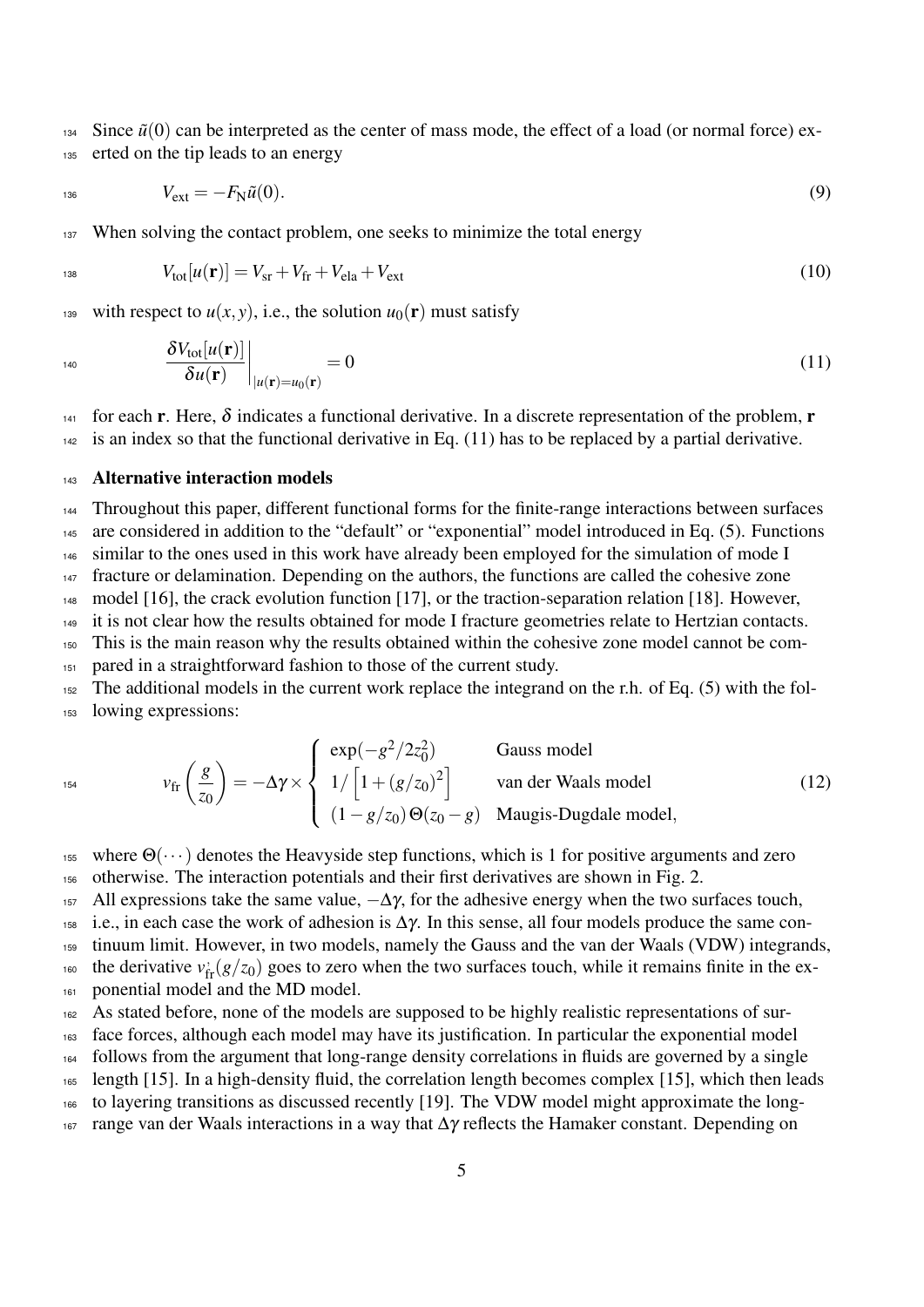Since $\tilde{u}(0)$ can be interpreted as the center of mass mode, the effect of a load (or normal force) exerted on the tip leads to an energy

$$V_{\rm ext} = -F_{\rm N}\tilde{u}(0). \tag{9}$$

When solving the contact problem, one seeks to minimize the total energy

$$V_{\rm tot}[u(\mathbf{r})] = V_{\rm sr} + V_{\rm fr} + V_{\rm ela} + V_{\rm ext} \tag{10}$$

with respect to $u(x,y)$, i.e., the solution $u_0(\mathbf{r})$ must satisfy

$$\left.\frac{\delta V_{\rm tot}[u(\mathbf{r})]}{\delta u(\mathbf{r})}\right|_{u(\mathbf{r})=u_0(\mathbf{r})} = 0 \tag{11}$$

for each $\mathbf{r}$. Here, $\delta$ indicates a functional derivative. In a discrete representation of the problem, $\mathbf{r}$ is an index so that the functional derivative in Eq. (11) has to be replaced by a partial derivative.

### Alternative interaction models

Throughout this paper, different functional forms for the finite-range interactions between surfaces are considered in addition to the "default" or "exponential" model introduced in Eq. (5). Functions similar to the ones used in this work have already been employed for the simulation of mode I fracture or delamination. Depending on the authors, the functions are called the cohesive zone model [16], the crack evolution function [17], or the traction-separation relation [18]. However, it is not clear how the results obtained for mode I fracture geometries relate to Hertzian contacts. This is the main reason why the results obtained within the cohesive zone model cannot be compared in a straightforward fashion to those of the current study.

The additional models in the current work replace the integrand on the r.h. of Eq. (5) with the following expressions:

$$v_{\rm fr}\left(\frac{g}{z_0}\right) = -\Delta\gamma \times \begin{cases} \exp(-g^2/2z_0^2) & \text{Gauss model} \\ 1/\left[1+(g/z_0)^2\right] & \text{van der Waals model} \\ (1-g/z_0)\,\Theta(z_0-g) & \text{Maugis-Dugdale model,} \end{cases} \tag{12}$$

where $\Theta(\cdots)$ denotes the Heavyside step functions, which is 1 for positive arguments and zero otherwise. The interaction potentials and their first derivatives are shown in Fig. 2.

All expressions take the same value, $-\Delta\gamma$, for the adhesive energy when the two surfaces touch, i.e., in each case the work of adhesion is $\Delta\gamma$. In this sense, all four models produce the same continuum limit. However, in two models, namely the Gauss and the van der Waals (VDW) integrands, the derivative $v_{\rm fr}'(g/z_0)$ goes to zero when the two surfaces touch, while it remains finite in the exponential model and the MD model.

As stated before, none of the models are supposed to be highly realistic representations of surface forces, although each model may have its justification. In particular the exponential model follows from the argument that long-range density correlations in fluids are governed by a single length [15]. In a high-density fluid, the correlation length becomes complex [15], which then leads to layering transitions as discussed recently [19]. The VDW model might approximate the long-range van der Waals interactions in a way that $\Delta\gamma$ reflects the Hamaker constant. Depending on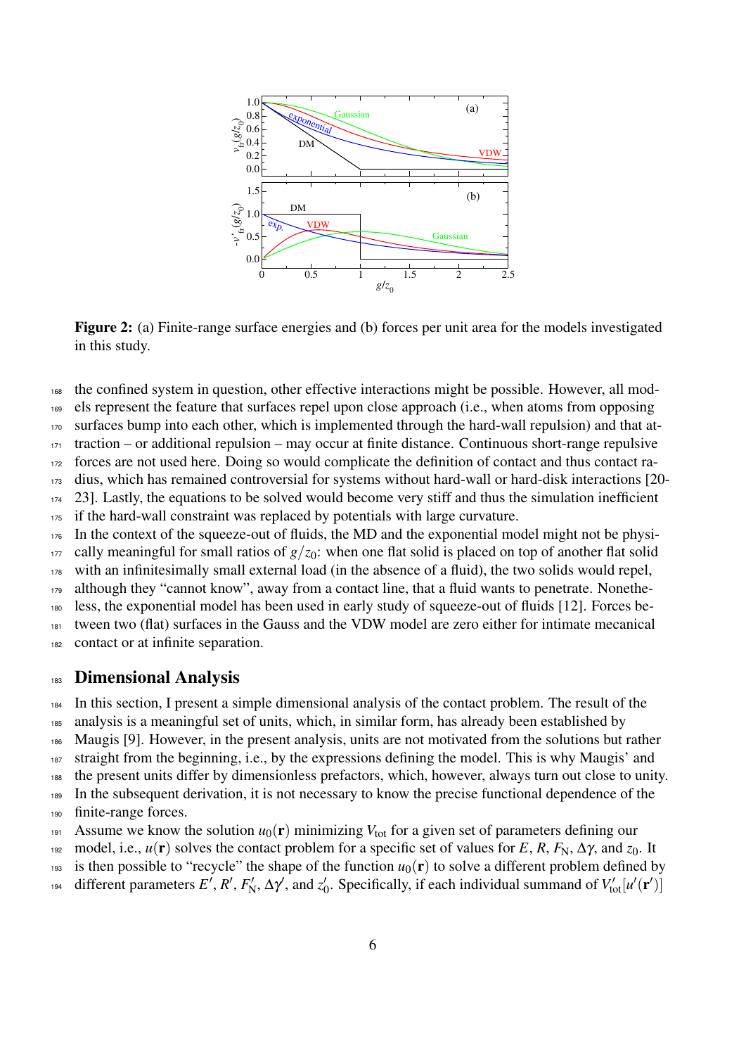Figure 2: (a) Finite-range surface energies and (b) forces per unit area for the models investigated in this study.

the confined system in question, other effective interactions might be possible. However, all models represent the feature that surfaces repel upon close approach (i.e., when atoms from opposing surfaces bump into each other, which is implemented through the hard-wall repulsion) and that attraction – or additional repulsion – may occur at finite distance. Continuous short-range repulsive forces are not used here. Doing so would complicate the definition of contact and thus contact radius, which has remained controversial for systems without hard-wall or hard-disk interactions [20-23]. Lastly, the equations to be solved would become very stiff and thus the simulation inefficient if the hard-wall constraint was replaced by potentials with large curvature.

In the context of the squeeze-out of fluids, the MD and the exponential model might not be physically meaningful for small ratios of $g/z_0$: when one flat solid is placed on top of another flat solid with an infinitesimally small external load (in the absence of a fluid), the two solids would repel, although they "cannot know", away from a contact line, that a fluid wants to penetrate. Nonetheless, the exponential model has been used in early study of squeeze-out of fluids [12]. Forces between two (flat) surfaces in the Gauss and the VDW model are zero either for intimate mecanical contact or at infinite separation.

# Dimensional Analysis

In this section, I present a simple dimensional analysis of the contact problem. The result of the analysis is a meaningful set of units, which, in similar form, has already been established by Maugis [9]. However, in the present analysis, units are not motivated from the solutions but rather straight from the beginning, i.e., by the expressions defining the model. This is why Maugis' and the present units differ by dimensionless prefactors, which, however, always turn out close to unity. In the subsequent derivation, it is not necessary to know the precise functional dependence of the finite-range forces.

Assume we know the solution $u_0(\mathbf{r})$ minimizing $V_{\text{tot}}$ for a given set of parameters defining our model, i.e., $u(\mathbf{r})$ solves the contact problem for a specific set of values for $E$, $R$, $F_{\text{N}}$, $\Delta\gamma$, and $z_0$. It is then possible to "recycle" the shape of the function $u_0(\mathbf{r})$ to solve a different problem defined by different parameters $E'$, $R'$, $F_{\text{N}}'$, $\Delta\gamma'$, and $z_0'$. Specifically, if each individual summand of $V_{\text{tot}}'[u'(\mathbf{r}')]$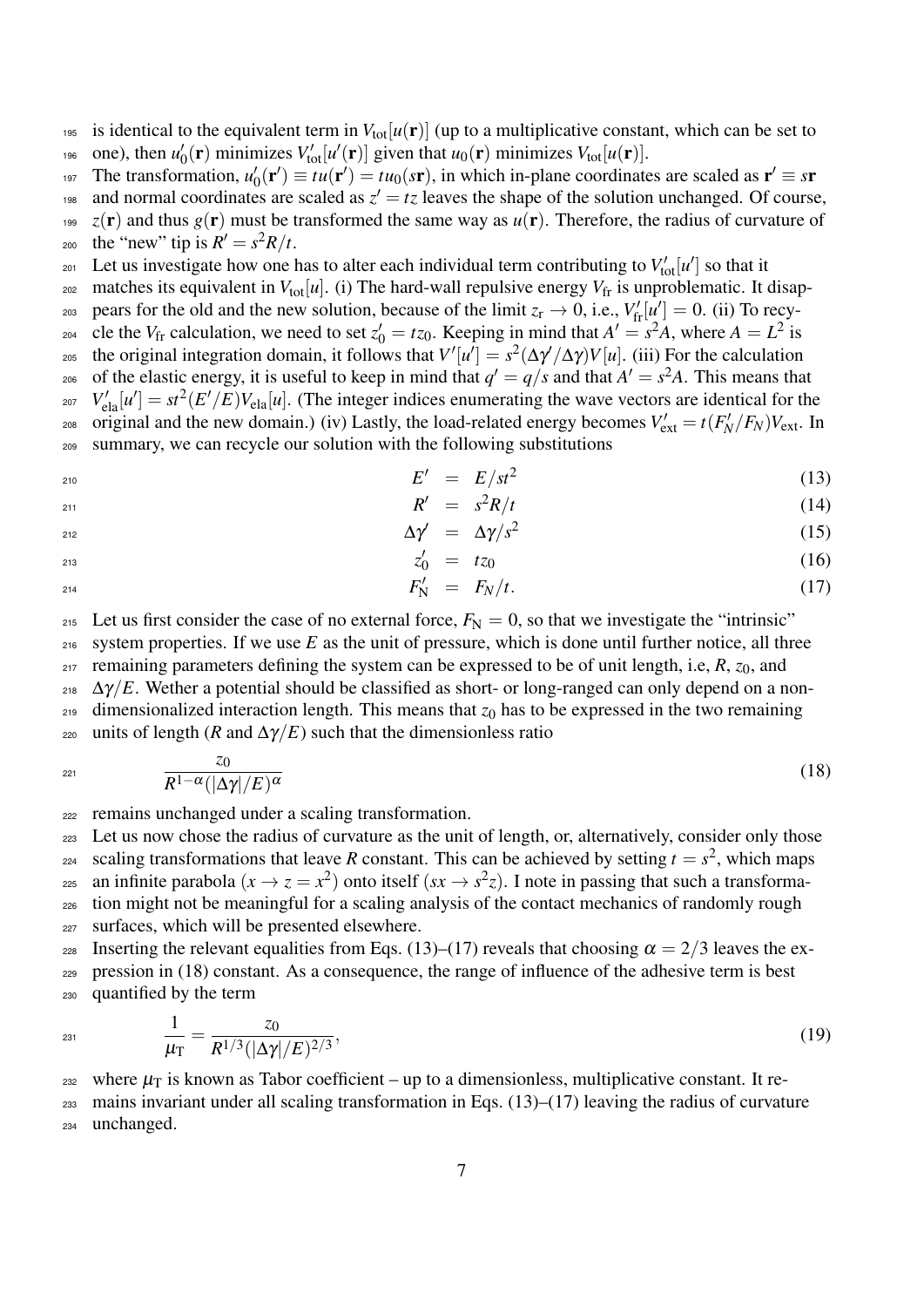is identical to the equivalent term in $V_{\rm tot}[u(\mathbf{r})]$ (up to a multiplicative constant, which can be set to one), then $u_0'(\mathbf{r})$ minimizes $V_{\rm tot}'[u'(\mathbf{r})]$ given that $u_0(\mathbf{r})$ minimizes $V_{\rm tot}[u(\mathbf{r})]$.

The transformation, $u_0'(\mathbf{r}') \equiv tu(\mathbf{r}') = tu_0(s\mathbf{r})$, in which in-plane coordinates are scaled as $\mathbf{r}' \equiv s\mathbf{r}$ and normal coordinates are scaled as $z' = tz$ leaves the shape of the solution unchanged. Of course, $z(\mathbf{r})$ and thus $g(\mathbf{r})$ must be transformed the same way as $u(\mathbf{r})$. Therefore, the radius of curvature of the "new" tip is $R' = s^2R/t$.

Let us investigate how one has to alter each individual term contributing to $V_{\rm tot}'[u']$ so that it matches its equivalent in $V_{\rm tot}[u]$. (i) The hard-wall repulsive energy $V_{\rm fr}$ is unproblematic. It disappears for the old and the new solution, because of the limit $z_{\rm r} \to 0$, i.e., $V_{\rm fr}'[u'] = 0$. (ii) To recycle the $V_{\rm fr}$ calculation, we need to set $z_0' = tz_0$. Keeping in mind that $A' = s^2A$, where $A = L^2$ is the original integration domain, it follows that $V'[u'] = s^2(\Delta\gamma'/\Delta\gamma)V[u]$. (iii) For the calculation of the elastic energy, it is useful to keep in mind that $q' = q/s$ and that $A' = s^2A$. This means that $V_{\rm ela}'[u'] = st^2(E'/E)V_{\rm ela}[u]$. (The integer indices enumerating the wave vectors are identical for the original and the new domain.) (iv) Lastly, the load-related energy becomes $V_{\rm ext}' = t(F_N'/F_N)V_{\rm ext}$. In summary, we can recycle our solution with the following substitutions

$$E' = E/st^2 \tag{13}$$

$$R' = s^2R/t \tag{14}$$

$$\Delta\gamma' = \Delta\gamma/s^2 \tag{15}$$

$$z_0' = tz_0 \tag{16}$$

$$F_{\rm N}' = F_N/t. \tag{17}$$

Let us first consider the case of no external force, $F_{\rm N} = 0$, so that we investigate the "intrinsic" system properties. If we use $E$ as the unit of pressure, which is done until further notice, all three remaining parameters defining the system can be expressed to be of unit length, i.e, $R$, $z_0$, and $\Delta\gamma/E$. Wether a potential should be classified as short- or long-ranged can only depend on a non-dimensionalized interaction length. This means that $z_0$ has to be expressed in the two remaining units of length ($R$ and $\Delta\gamma/E$) such that the dimensionless ratio

$$\frac{z_0}{R^{1-\alpha}(|\Delta\gamma|/E)^{\alpha}} \tag{18}$$

remains unchanged under a scaling transformation.

Let us now chose the radius of curvature as the unit of length, or, alternatively, consider only those scaling transformations that leave $R$ constant. This can be achieved by setting $t = s^2$, which maps an infinite parabola ($x \to z = x^2$) onto itself ($sx \to s^2z$). I note in passing that such a transformation might not be meaningful for a scaling analysis of the contact mechanics of randomly rough surfaces, which will be presented elsewhere.

Inserting the relevant equalities from Eqs. (13)–(17) reveals that choosing $\alpha = 2/3$ leaves the expression in (18) constant. As a consequence, the range of influence of the adhesive term is best quantified by the term

$$\frac{1}{\mu_{\rm T}} = \frac{z_0}{R^{1/3}(|\Delta\gamma|/E)^{2/3}}, \tag{19}$$

where $\mu_{\rm T}$ is known as Tabor coefficient – up to a dimensionless, multiplicative constant. It remains invariant under all scaling transformation in Eqs. (13)–(17) leaving the radius of curvature unchanged.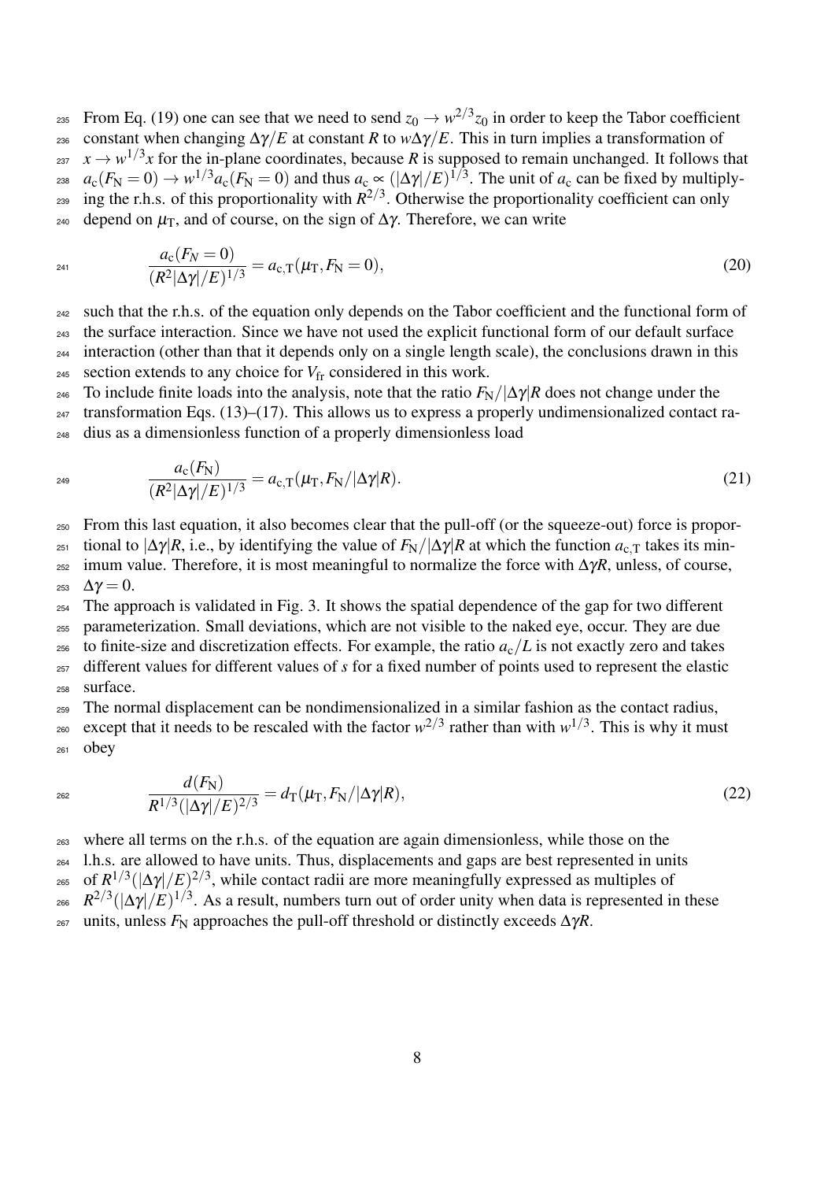From Eq. (19) one can see that we need to send $z_0 \to w^{2/3} z_0$ in order to keep the Tabor coefficient constant when changing $\Delta\gamma/E$ at constant $R$ to $w\Delta\gamma/E$. This in turn implies a transformation of $x \to w^{1/3} x$ for the in-plane coordinates, because $R$ is supposed to remain unchanged. It follows that $a_\mathrm{c}(F_\mathrm{N} = 0) \to w^{1/3} a_\mathrm{c}(F_\mathrm{N} = 0)$ and thus $a_\mathrm{c} \propto (|\Delta\gamma|/E)^{1/3}$. The unit of $a_\mathrm{c}$ can be fixed by multiplying the r.h.s. of this proportionality with $R^{2/3}$. Otherwise the proportionality coefficient can only depend on $\mu_\mathrm{T}$, and of course, on the sign of $\Delta\gamma$. Therefore, we can write

$$
\frac{a_\mathrm{c}(F_N = 0)}{(R^2 |\Delta\gamma|/E)^{1/3}} = a_\mathrm{c,T}(\mu_\mathrm{T}, F_\mathrm{N} = 0), \tag{20}
$$

such that the r.h.s. of the equation only depends on the Tabor coefficient and the functional form of the surface interaction. Since we have not used the explicit functional form of our default surface interaction (other than that it depends only on a single length scale), the conclusions drawn in this section extends to any choice for $V_\mathrm{fr}$ considered in this work.

To include finite loads into the analysis, note that the ratio $F_\mathrm{N}/|\Delta\gamma|R$ does not change under the transformation Eqs. (13)–(17). This allows us to express a properly undimensionalized contact radius as a dimensionless function of a properly dimensionless load

$$
\frac{a_\mathrm{c}(F_\mathrm{N})}{(R^2 |\Delta\gamma|/E)^{1/3}} = a_\mathrm{c,T}(\mu_\mathrm{T}, F_\mathrm{N}/|\Delta\gamma|R). \tag{21}
$$

From this last equation, it also becomes clear that the pull-off (or the squeeze-out) force is proportional to $|\Delta\gamma|R$, i.e., by identifying the value of $F_\mathrm{N}/|\Delta\gamma|R$ at which the function $a_\mathrm{c,T}$ takes its minimum value. Therefore, it is most meaningful to normalize the force with $\Delta\gamma R$, unless, of course, $\Delta\gamma = 0$.

The approach is validated in Fig. 3. It shows the spatial dependence of the gap for two different parameterization. Small deviations, which are not visible to the naked eye, occur. They are due to finite-size and discretization effects. For example, the ratio $a_\mathrm{c}/L$ is not exactly zero and takes different values for different values of $s$ for a fixed number of points used to represent the elastic surface.

The normal displacement can be nondimensionalized in a similar fashion as the contact radius, except that it needs to be rescaled with the factor $w^{2/3}$ rather than with $w^{1/3}$. This is why it must obey

$$
\frac{d(F_\mathrm{N})}{R^{1/3} (|\Delta\gamma|/E)^{2/3}} = d_\mathrm{T}(\mu_\mathrm{T}, F_\mathrm{N}/|\Delta\gamma|R), \tag{22}
$$

where all terms on the r.h.s. of the equation are again dimensionless, while those on the l.h.s. are allowed to have units. Thus, displacements and gaps are best represented in units of $R^{1/3}(|\Delta\gamma|/E)^{2/3}$, while contact radii are more meaningfully expressed as multiples of $R^{2/3}(|\Delta\gamma|/E)^{1/3}$. As a result, numbers turn out of order unity when data is represented in these units, unless $F_\mathrm{N}$ approaches the pull-off threshold or distinctly exceeds $\Delta\gamma R$.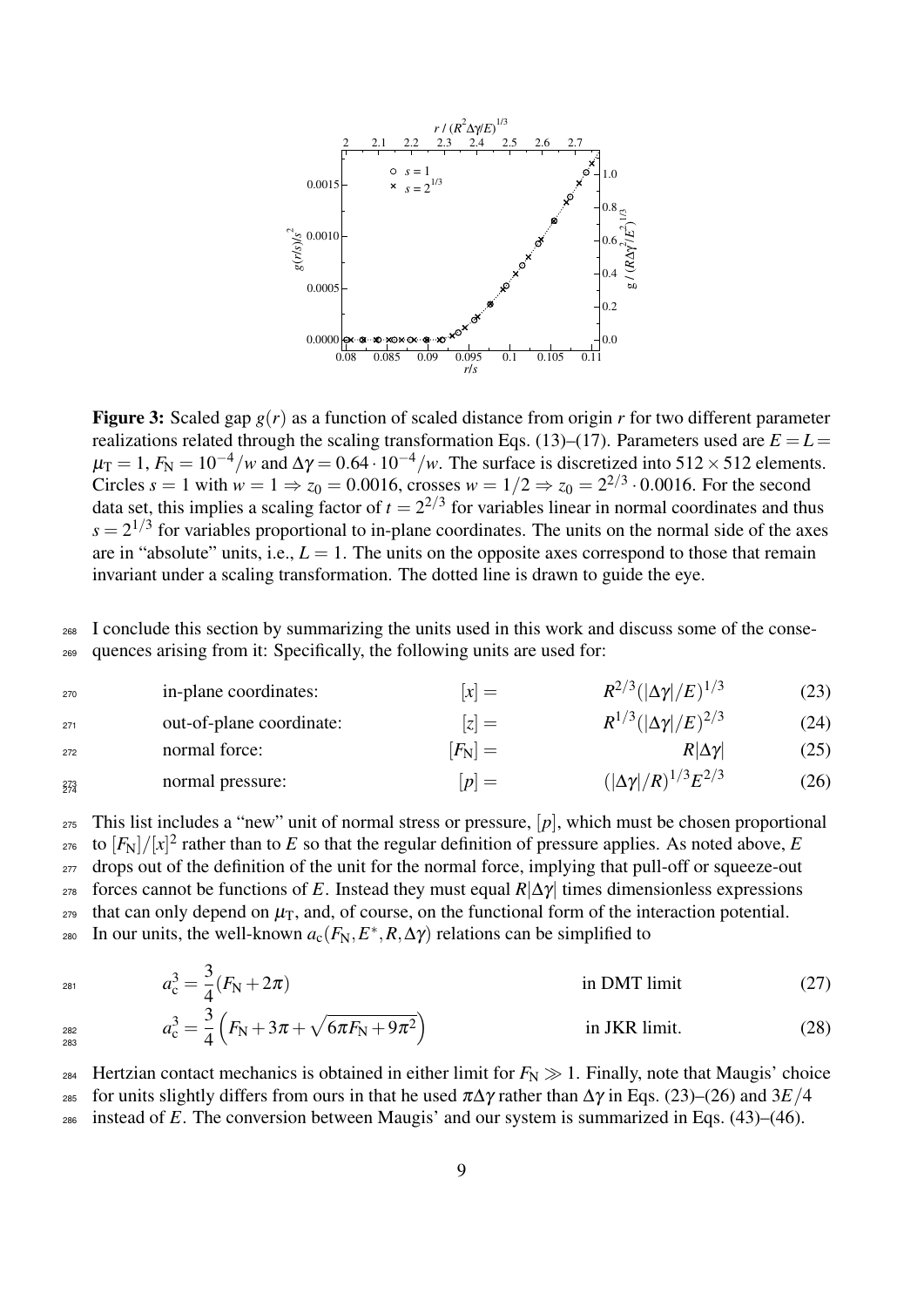**Figure 3:** Scaled gap $g(r)$ as a function of scaled distance from origin $r$ for two different parameter realizations related through the scaling transformation Eqs. (13)–(17). Parameters used are $E = L = \mu_T = 1$, $F_N = 10^{-4}/w$ and $\Delta\gamma = 0.64 \cdot 10^{-4}/w$. The surface is discretized into $512 \times 512$ elements. Circles $s = 1$ with $w = 1 \Rightarrow z_0 = 0.0016$, crosses $w = 1/2 \Rightarrow z_0 = 2^{2/3} \cdot 0.0016$. For the second data set, this implies a scaling factor of $t = 2^{2/3}$ for variables linear in normal coordinates and thus $s = 2^{1/3}$ for variables proportional to in-plane coordinates. The units on the normal side of the axes are in "absolute" units, i.e., $L = 1$. The units on the opposite axes correspond to those that remain invariant under a scaling transformation. The dotted line is drawn to guide the eye.

I conclude this section by summarizing the units used in this work and discuss some of the consequences arising from it: Specifically, the following units are used for:

$$\text{in-plane coordinates:} \qquad [x] = R^{2/3}(|\Delta\gamma|/E)^{1/3} \tag{23}$$

$$\text{out-of-plane coordinate:} \qquad [z] = R^{1/3}(|\Delta\gamma|/E)^{2/3} \tag{24}$$

$$\text{normal force:} \qquad [F_N] = R|\Delta\gamma| \tag{25}$$

$$\text{normal pressure:} \qquad [p] = (|\Delta\gamma|/R)^{1/3}E^{2/3} \tag{26}$$

This list includes a "new" unit of normal stress or pressure, $[p]$, which must be chosen proportional to $[F_N]/[x]^2$ rather than to $E$ so that the regular definition of pressure applies. As noted above, $E$ drops out of the definition of the unit for the normal force, implying that pull-off or squeeze-out forces cannot be functions of $E$. Instead they must equal $R|\Delta\gamma|$ times dimensionless expressions that can only depend on $\mu_T$, and, of course, on the functional form of the interaction potential. In our units, the well-known $a_c(F_N, E^*, R, \Delta\gamma)$ relations can be simplified to

$$a_c^3 = \frac{3}{4}(F_N + 2\pi) \qquad \text{in DMT limit} \tag{27}$$

$$a_c^3 = \frac{3}{4}\left(F_N + 3\pi + \sqrt{6\pi F_N + 9\pi^2}\right) \qquad \text{in JKR limit.} \tag{28}$$

Hertzian contact mechanics is obtained in either limit for $F_N \gg 1$. Finally, note that Maugis' choice for units slightly differs from ours in that he used $\pi\Delta\gamma$ rather than $\Delta\gamma$ in Eqs. (23)–(26) and $3E/4$ instead of $E$. The conversion between Maugis' and our system is summarized in Eqs. (43)–(46).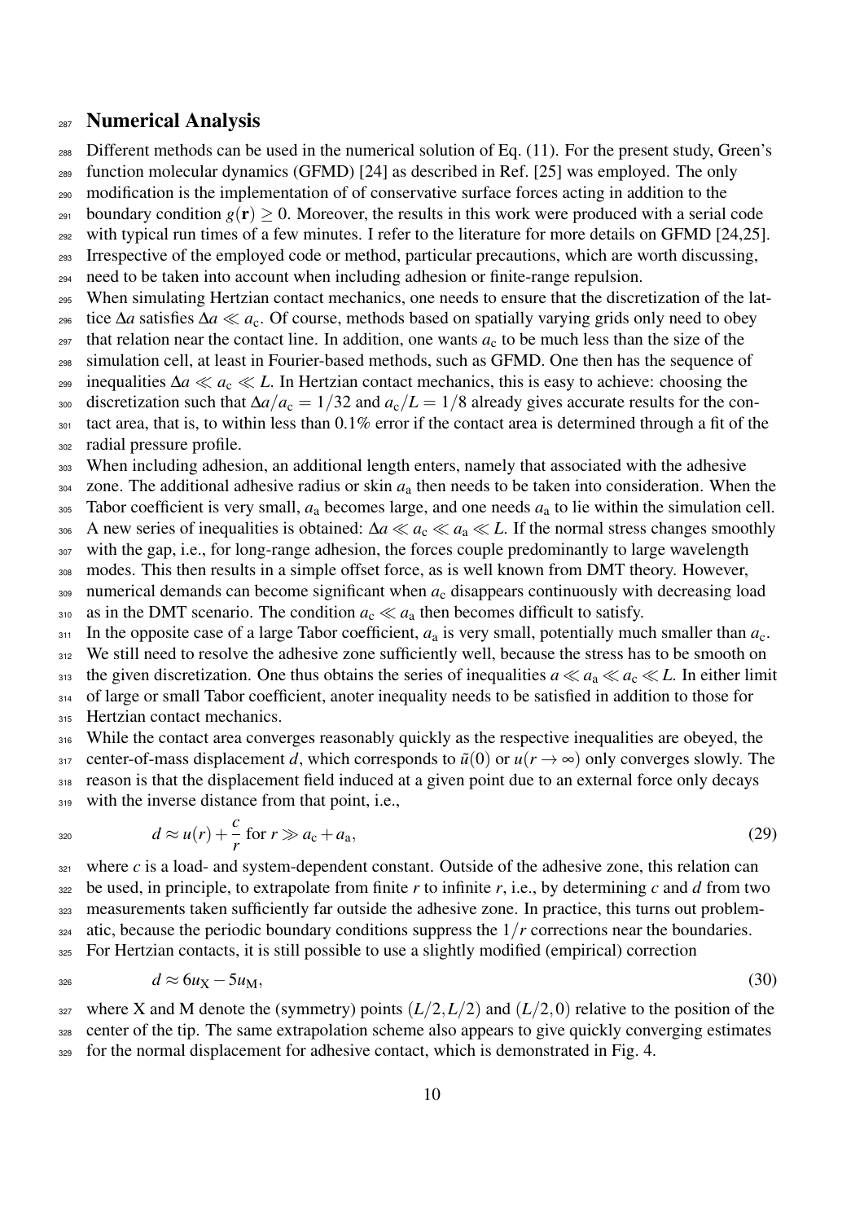## Numerical Analysis

Different methods can be used in the numerical solution of Eq. (11). For the present study, Green's function molecular dynamics (GFMD) [24] as described in Ref. [25] was employed. The only modification is the implementation at of conservative surface forces acting in addition to the boundary condition $g(\mathbf{r}) \geq 0$. Moreover, the results in this work were produced with a serial code with typical run times of a few minutes. I refer to the literature for more details on GFMD [24,25]. Irrespective of the employed code or method, particular precautions, which are worth discussing, need to be taken into account when including adhesion or finite-range repulsion.

When simulating Hertzian contact mechanics, one needs to ensure that the discretization of the lattice $\Delta a$ satisfies $\Delta a \ll a_\mathrm{c}$. Of course, methods based on spatially varying grids only need to obey that relation near the contact line. In addition, one wants $a_\mathrm{c}$ to be much less than the size of the simulation cell, at least in Fourier-based methods, such as GFMD. One then has the sequence of inequalities $\Delta a \ll a_\mathrm{c} \ll L$. In Hertzian contact mechanics, this is easy to achieve: choosing the discretization such that $\Delta a / a_\mathrm{c} = 1/32$ and $a_\mathrm{c}/L = 1/8$ already gives accurate results for the contact area, that is, to within less than 0.1% error if the contact area is determined through a fit of the radial pressure profile.

When including adhesion, an additional length enters, namely that associated with the adhesive zone. The additional adhesive radius or skin $a_\mathrm{a}$ then needs to be taken into consideration. When the Tabor coefficient is very small, $a_\mathrm{a}$ becomes large, and one needs $a_\mathrm{a}$ to lie within the simulation cell. A new series of inequalities is obtained: $\Delta a \ll a_\mathrm{c} \ll a_\mathrm{a} \ll L$. If the normal stress changes smoothly with the gap, i.e., for long-range adhesion, the forces couple predominantly to large wavelength modes. This then results in a simple offset force, as is well known from DMT theory. However, numerical demands can become significant when $a_\mathrm{c}$ disappears continuously with decreasing load as in the DMT scenario. The condition $a_\mathrm{c} \ll a_\mathrm{a}$ then becomes difficult to satisfy.

In the opposite case of a large Tabor coefficient, $a_\mathrm{a}$ is very small, potentially much smaller than $a_\mathrm{c}$. We still need to resolve the adhesive zone sufficiently well, because the stress has to be smooth on the given discretization. One thus obtains the series of inequalities $a \ll a_\mathrm{a} \ll a_\mathrm{c} \ll L$. In either limit of large or small Tabor coefficient, anoter inequality needs to be satisfied in addition to those for Hertzian contact mechanics.

While the contact area converges reasonably quickly as the respective inequalities are obeyed, the center-of-mass displacement $d$, which corresponds to $\tilde{u}(0)$ or $u(r \to \infty)$ only converges slowly. The reason is that the displacement field induced at a given point due to an external force only decays with the inverse distance from that point, i.e.,

$$d \approx u(r) + \frac{c}{r} \text{ for } r \gg a_\mathrm{c} + a_\mathrm{a}, \tag{29}$$

where $c$ is a load- and system-dependent constant. Outside of the adhesive zone, this relation can be used, in principle, to extrapolate from finite $r$ to infinite $r$, i.e., by determining $c$ and $d$ from two measurements taken sufficiently far outside the adhesive zone. In practice, this turns out problematic, because the periodic boundary conditions suppress the $1/r$ corrections near the boundaries. For Hertzian contacts, it is still possible to use a slightly modified (empirical) correction

$$d \approx 6u_\mathrm{X} - 5u_\mathrm{M}, \tag{30}$$

where X and M denote the (symmetry) points $(L/2, L/2)$ and $(L/2, 0)$ relative to the position of the center of the tip. The same extrapolation scheme also appears to give quickly converging estimates for the normal displacement for adhesive contact, which is demonstrated in Fig. 4.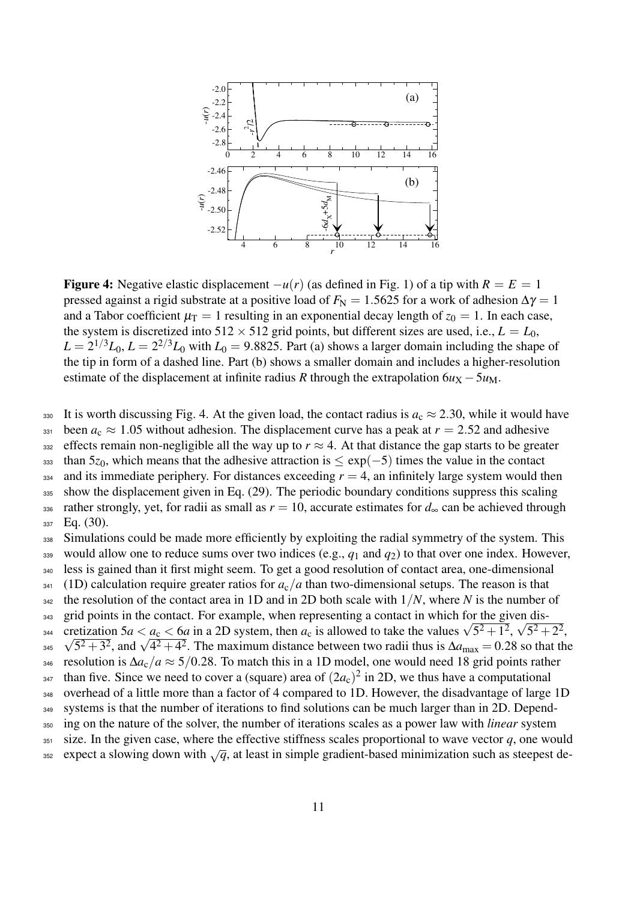**Figure 4:** Negative elastic displacement $-u(r)$ (as defined in Fig. 1) of a tip with $R = E = 1$ pressed against a rigid substrate at a positive load of $F_N = 1.5625$ for a work of adhesion $\Delta\gamma = 1$ and a Tabor coefficient $\mu_T = 1$ resulting in an exponential decay length of $z_0 = 1$. In each case, the system is discretized into $512 \times 512$ grid points, but different sizes are used, i.e., $L = L_0$, $L = 2^{1/3}L_0$, $L = 2^{2/3}L_0$ with $L_0 = 9.8825$. Part (a) shows a larger domain including the shape of the tip in form of a dashed line. Part (b) shows a smaller domain and includes a higher-resolution estimate of the displacement at infinite radius $R$ through the extrapolation $6u_X - 5u_M$.

It is worth discussing Fig. 4. At the given load, the contact radius is $a_c \approx 2.30$, while it would have been $a_c \approx 1.05$ without adhesion. The displacement curve has a peak at $r = 2.52$ and adhesive effects remain non-negligible all the way up to $r \approx 4$. At that distance the gap starts to be greater than $5z_0$, which means that the adhesive attraction is $\leq \exp(-5)$ times the value in the contact and its immediate periphery. For distances exceeding $r = 4$, an infinitely large system would then show the displacement given in Eq. (29). The periodic boundary conditions suppress this scaling rather strongly, yet, for radii as small as $r = 10$, accurate estimates for $d_\infty$ can be achieved through Eq. (30).

Simulations could be made more efficiently by exploiting the radial symmetry of the system. This would allow one to reduce sums over two indices (e.g., $q_1$ and $q_2$) to that over one index. However, less is gained than it first might seem. To get a good resolution of contact area, one-dimensional (1D) calculation require greater ratios for $a_c/a$ than two-dimensional setups. The reason is that the resolution of the contact area in 1D and in 2D both scale with $1/N$, where $N$ is the number of grid points in the contact. For example, when representing a contact in which for the given discretization $5a < a_c < 6a$ in a 2D system, then $a_c$ is allowed to take the values $\sqrt{5^2+1^2}$, $\sqrt{5^2+2^2}$, $\sqrt{5^2+3^2}$, and $\sqrt{4^2+4^2}$. The maximum distance between two radii thus is $\Delta a_{\text{max}} = 0.28$ so that the resolution is $\Delta a_c/a \approx 5/0.28$. To match this in a 1D model, one would need 18 grid points rather than five. Since we need to cover a (square) area of $(2a_c)^2$ in 2D, we thus have a computational overhead of a little more than a factor of 4 compared to 1D. However, the disadvantage of large 1D systems is that the number of iterations to find solutions can be much larger than in 2D. Depending on the nature of the solver, the number of iterations scales as a power law with *linear* system size. In the given case, where the effective stiffness scales proportional to wave vector $q$, one would expect a slowing down with $\sqrt{q}$, at least in simple gradient-based minimization such as steepest de-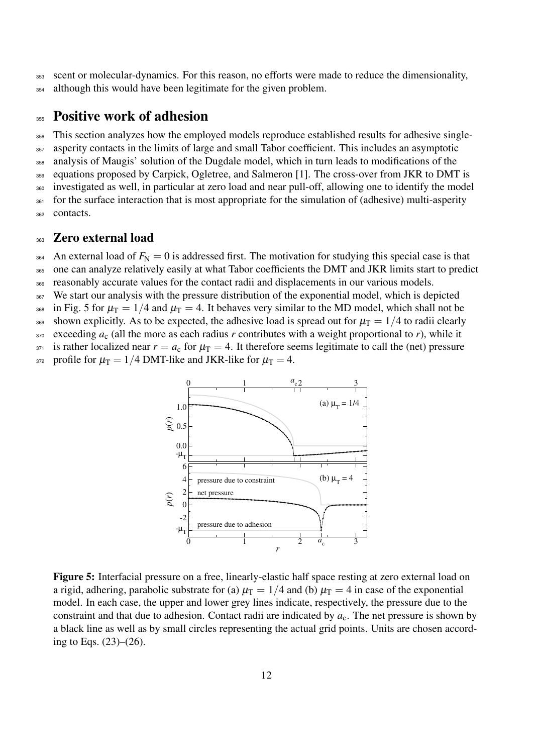scent or molecular-dynamics. For this reason, no efforts were made to reduce the dimensionality, although this would have been legitimate for the given problem.

# Positive work of adhesion

This section analyzes how the employed models reproduce established results for adhesive single-asperity contacts in the limits of large and small Tabor coefficient. This includes an asymptotic analysis of Maugis' solution of the Dugdale model, which in turn leads to modifications of the equations proposed by Carpick, Ogletree, and Salmeron [1]. The cross-over from JKR to DMT is investigated as well, in particular at zero load and near pull-off, allowing one to identify the model for the surface interaction that is most appropriate for the simulation of (adhesive) multi-asperity contacts.

## Zero external load

An external load of $F_N = 0$ is addressed first. The motivation for studying this special case is that one can analyze relatively easily at what Tabor coefficients the DMT and JKR limits start to predict reasonably accurate values for the contact radii and displacements in our various models.

We start our analysis with the pressure distribution of the exponential model, which is depicted in Fig. 5 for $\mu_T = 1/4$ and $\mu_T = 4$. It behaves very similar to the MD model, which shall not be shown explicitly. As to be expected, the adhesive load is spread out for $\mu_T = 1/4$ to radii clearly exceeding $a_c$ (all the more as each radius $r$ contributes with a weight proportional to $r$), while it is rather localized near $r = a_c$ for $\mu_T = 4$. It therefore seems legitimate to call the (net) pressure profile for $\mu_T = 1/4$ DMT-like and JKR-like for $\mu_T = 4$.

**Figure 5:** Interfacial pressure on a free, linearly-elastic half space resting at zero external load on a rigid, adhering, parabolic substrate for (a) $\mu_T = 1/4$ and (b) $\mu_T = 4$ in case of the exponential model. In each case, the upper and lower grey lines indicate, respectively, the pressure due to the constraint and that due to adhesion. Contact radii are indicated by $a_c$. The net pressure is shown by a black line as well as by small circles representing the actual grid points. Units are chosen according to Eqs. (23)–(26).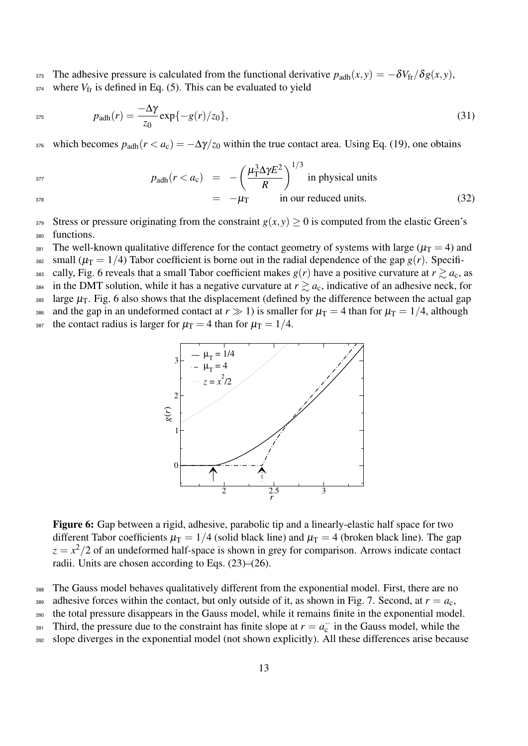The adhesive pressure is calculated from the functional derivative $p_{\text{adh}}(x,y) = -\delta V_{\text{fr}}/\delta g(x,y)$, where $V_{\text{fr}}$ is defined in Eq. (5). This can be evaluated to yield

$$p_{\text{adh}}(r) = \frac{-\Delta\gamma}{z_0} \exp\{-g(r)/z_0\}, \tag{31}$$

which becomes $p_{\text{adh}}(r < a_c) = -\Delta\gamma/z_0$ within the true contact area. Using Eq. (19), one obtains

$$\begin{aligned} p_{\text{adh}}(r < a_c) &= -\left(\frac{\mu_T^3 \Delta\gamma E^2}{R}\right)^{1/3} \text{ in physical units} \\ &= -\mu_T \qquad \text{in our reduced units.} \end{aligned} \tag{32}$$

Stress or pressure originating from the constraint $g(x,y) \geq 0$ is computed from the elastic Green's functions.

The well-known qualitative difference for the contact geometry of systems with large ($\mu_T = 4$) and small ($\mu_T = 1/4$) Tabor coefficient is borne out in the radial dependence of the gap $g(r)$. Specifically, Fig. 6 reveals that a small Tabor coefficient makes $g(r)$ have a positive curvature at $r \gtrsim a_c$, as in the DMT solution, while it has a negative curvature at $r \gtrsim a_c$, indicative of an adhesive neck, for large $\mu_T$. Fig. 6 also shows that the displacement (defined by the difference between the actual gap and the gap in an undeformed contact at $r \gg 1$) is smaller for $\mu_T = 4$ than for $\mu_T = 1/4$, although the contact radius is larger for $\mu_T = 4$ than for $\mu_T = 1/4$.

**Figure 6:** Gap between a rigid, adhesive, parabolic tip and a linearly-elastic half space for two different Tabor coefficients $\mu_T = 1/4$ (solid black line) and $\mu_T = 4$ (broken black line). The gap $z = x^2/2$ of an undeformed half-space is shown in grey for comparison. Arrows indicate contact radii. Units are chosen according to Eqs. (23)–(26).

The Gauss model behaves qualitatively different from the exponential model. First, there are no adhesive forces within the contact, but only outside of it, as shown in Fig. 7. Second, at $r = a_c$, the total pressure disappears in the Gauss model, while it remains finite in the exponential model. Third, the pressure due to the constraint has finite slope at $r = a_c^-$ in the Gauss model, while the slope diverges in the exponential model (not shown explicitly). All these differences arise because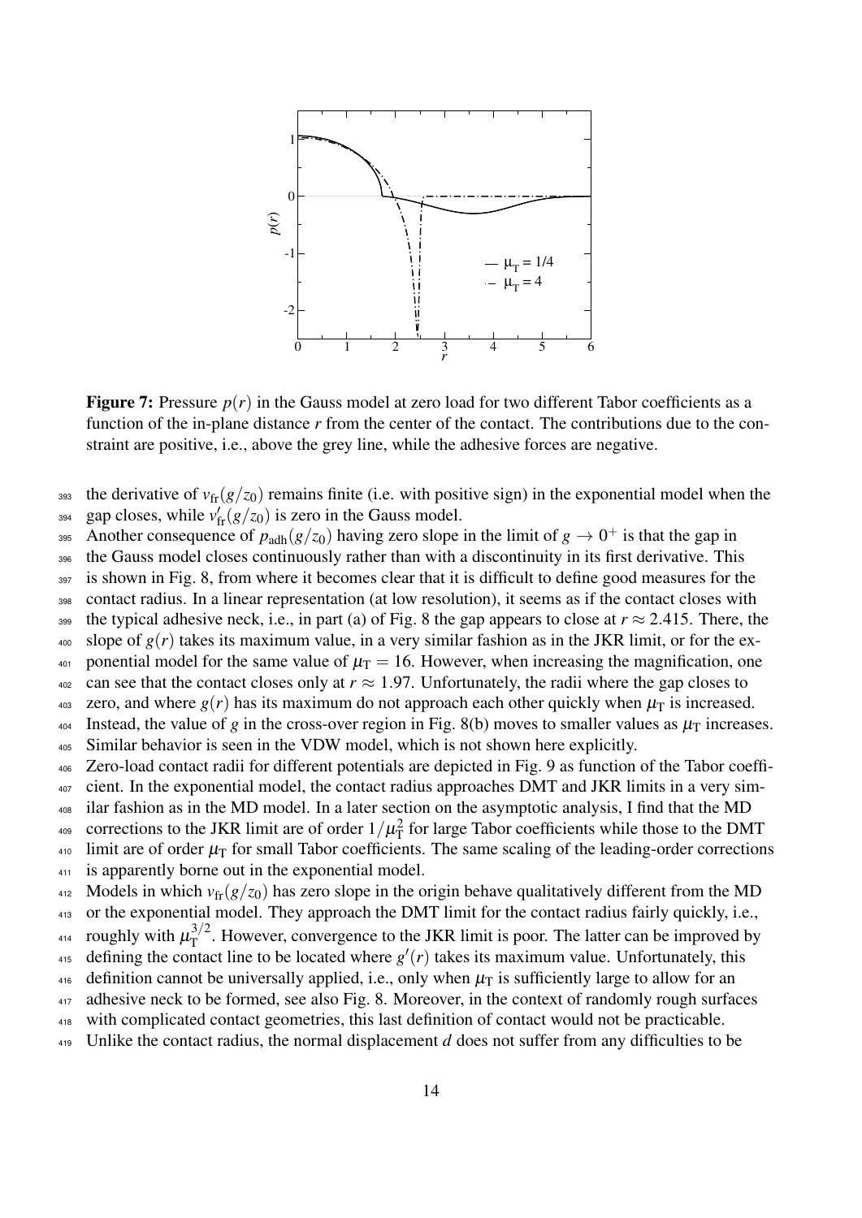**Figure 7:** Pressure $p(r)$ in the Gauss model at zero load for two different Tabor coefficients as a function of the in-plane distance $r$ from the center of the contact. The contributions due to the constraint are positive, i.e., above the grey line, while the adhesive forces are negative.

the derivative of $v_{\text{fr}}(g/z_0)$ remains finite (i.e. with positive sign) in the exponential model when the gap closes, while $v'_{\text{fr}}(g/z_0)$ is zero in the Gauss model.

Another consequence of $p_{\text{adh}}(g/z_0)$ having zero slope in the limit of $g \to 0^+$ is that the gap in the Gauss model closes continuously rather than with a discontinuity in its first derivative. This is shown in Fig. 8, from where it becomes clear that it is difficult to define good measures for the contact radius. In a linear representation (at low resolution), it seems as if the contact closes with the typical adhesive neck, i.e., in part (a) of Fig. 8 the gap appears to close at $r \approx 2.415$. There, the slope of $g(r)$ takes its maximum value, in a very similar fashion as in the JKR limit, or for the exponential model for the same value of $\mu_{\text{T}} = 16$. However, when increasing the magnification, one can see that the contact closes only at $r \approx 1.97$. Unfortunately, the radii where the gap closes to zero, and where $g(r)$ has its maximum do not approach each other quickly when $\mu_{\text{T}}$ is increased. Instead, the value of $g$ in the cross-over region in Fig. 8(b) moves to smaller values as $\mu_{\text{T}}$ increases. Similar behavior is seen in the VDW model, which is not shown here explicitly.

Zero-load contact radii for different potentials are depicted in Fig. 9 as function of the Tabor coefficient. In the exponential model, the contact radius approaches DMT and JKR limits in a very similar fashion as in the MD model. In a later section on the asymptotic analysis, I find that the MD corrections to the JKR limit are of order $1/\mu_{\text{T}}^2$ for large Tabor coefficients while those to the DMT limit are of order $\mu_{\text{T}}$ for small Tabor coefficients. The same scaling of the leading-order corrections is apparently borne out in the exponential model.

Models in which $v_{\text{fr}}(g/z_0)$ has zero slope in the origin behave qualitatively different from the MD or the exponential model. They approach the DMT limit for the contact radius fairly quickly, i.e., roughly with $\mu_{\text{T}}^{3/2}$. However, convergence to the JKR limit is poor. The latter can be improved by defining the contact line to be located where $g'(r)$ takes its maximum value. Unfortunately, this definition cannot be universally applied, i.e., only when $\mu_{\text{T}}$ is sufficiently large to allow for an adhesive neck to be formed, see also Fig. 8. Moreover, in the context of randomly rough surfaces with complicated contact geometries, this last definition of contact would not be practicable.

Unlike the contact radius, the normal displacement $d$ does not suffer from any difficulties to be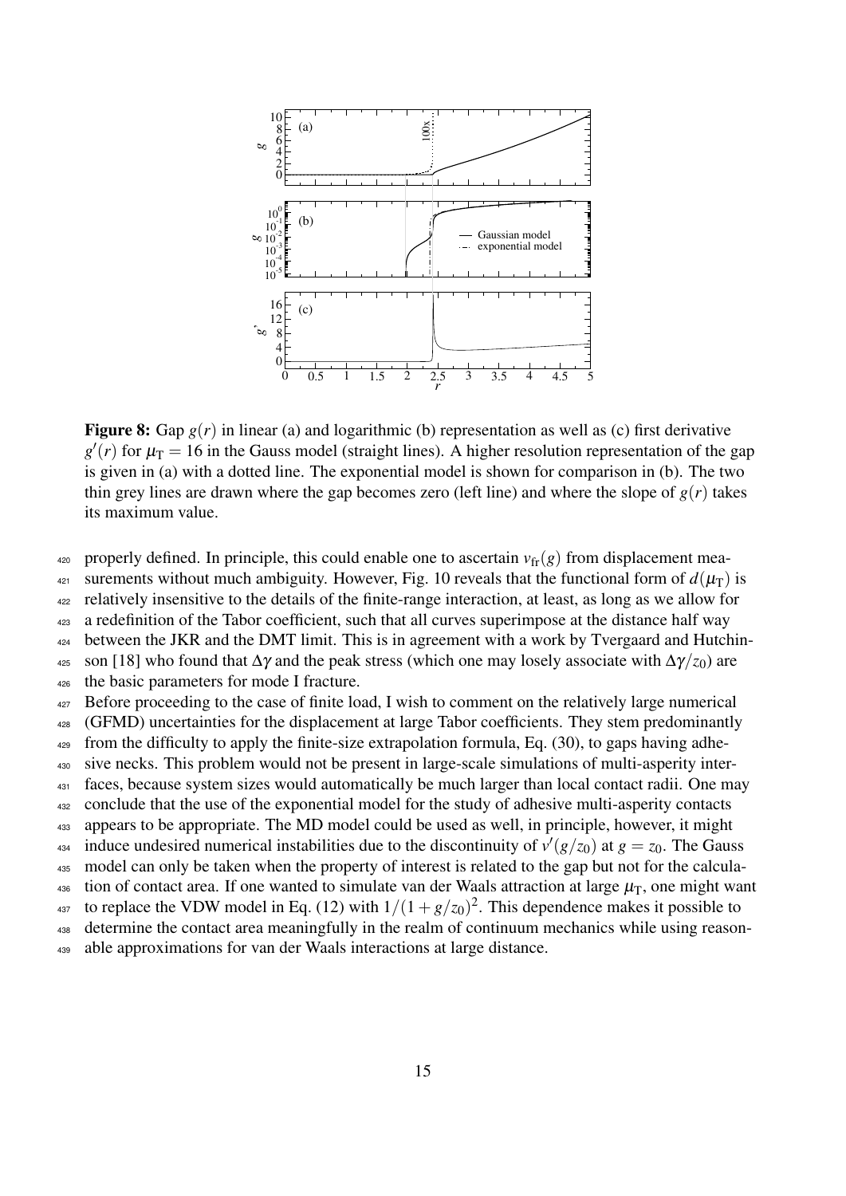**Figure 8:** Gap $g(r)$ in linear (a) and logarithmic (b) representation as well as (c) first derivative $g'(r)$ for $\mu_T = 16$ in the Gauss model (straight lines). A higher resolution representation of the gap is given in (a) with a dotted line. The exponential model is shown for comparison in (b). The two thin grey lines are drawn where the gap becomes zero (left line) and where the slope of $g(r)$ takes its maximum value.

properly defined. In principle, this could enable one to ascertain $v_{fr}(g)$ from displacement measurements without much ambiguity. However, Fig. 10 reveals that the functional form of $d(\mu_T)$ is relatively insensitive to the details of the finite-range interaction, at least, as long as we allow for a redefinition of the Tabor coefficient, such that all curves superimpose at the distance half way between the JKR and the DMT limit. This is in agreement with a work by Tvergaard and Hutchinson [18] who found that $\Delta\gamma$ and the peak stress (which one may losely associate with $\Delta\gamma/z_0$) are the basic parameters for mode I fracture.

Before proceeding to the case of finite load, I wish to comment on the relatively large numerical (GFMD) uncertainties for the displacement at large Tabor coefficients. They stem predominantly from the difficulty to apply the finite-size extrapolation formula, Eq. (30), to gaps having adhesive necks. This problem would not be present in large-scale simulations of multi-asperity interfaces, because system sizes would automatically be much larger than local contact radii. One may conclude that the use of the exponential model for the study of adhesive multi-asperity contacts appears to be appropriate. The MD model could be used as well, in principle, however, it might induce undesired numerical instabilities due to the discontinuity of $v'(g/z_0)$ at $g = z_0$. The Gauss model can only be taken when the property of interest is related to the gap but not for the calculation of contact area. If one wanted to simulate van der Waals attraction at large $\mu_T$, one might want to replace the VDW model in Eq. (12) with $1/(1+g/z_0)^2$. This dependence makes it possible to determine the contact area meaningfully in the realm of continuum mechanics while using reasonable approximations for van der Waals interactions at large distance.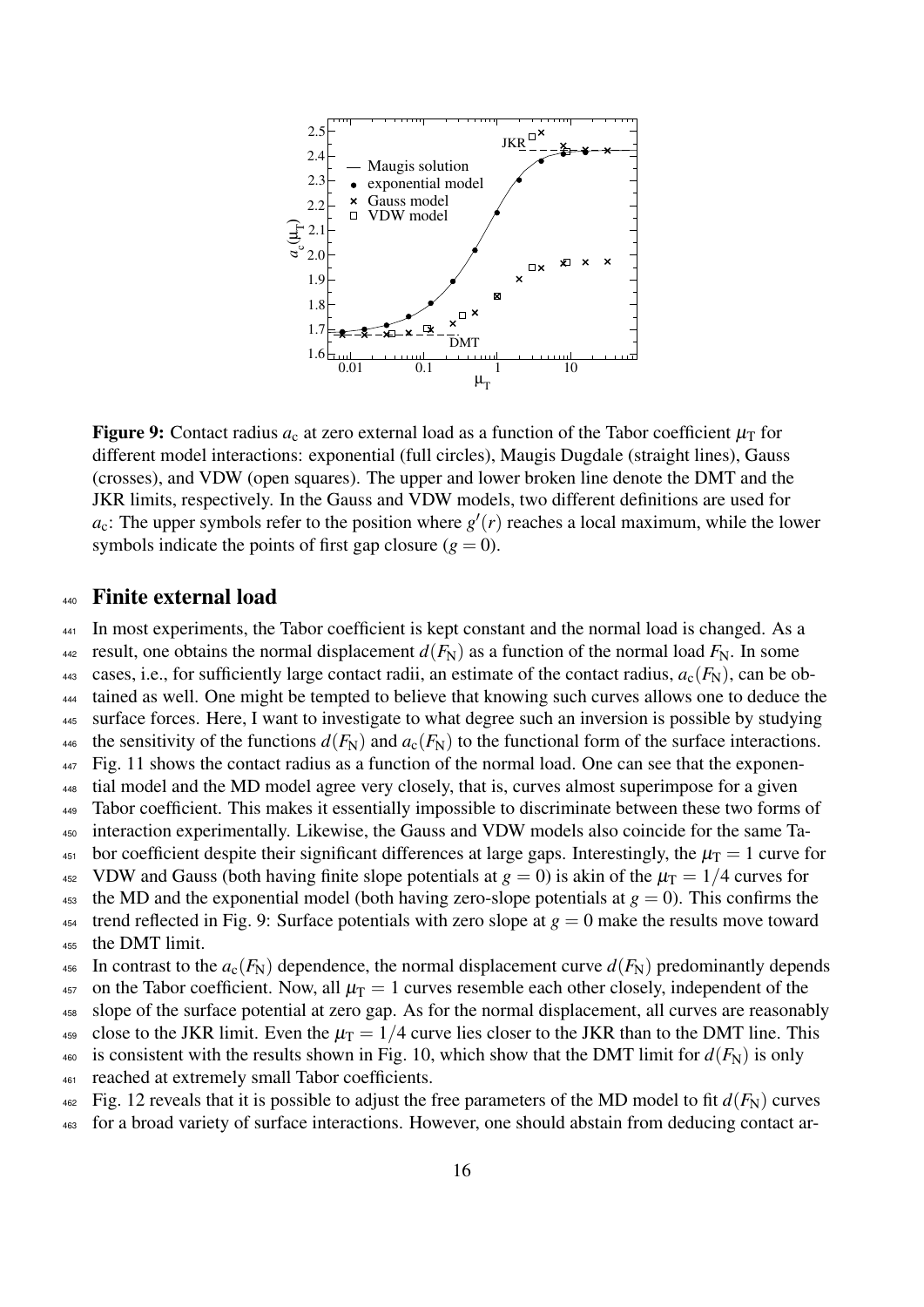**Figure 9:** Contact radius $a_c$ at zero external load as a function of the Tabor coefficient $\mu_T$ for different model interactions: exponential (full circles), Maugis Dugdale (straight lines), Gauss (crosses), and VDW (open squares). The upper and lower broken line denote the DMT and the JKR limits, respectively. In the Gauss and VDW models, two different definitions are used for $a_c$: The upper symbols refer to the position where $g'(r)$ reaches a local maximum, while the lower symbols indicate the points of first gap closure ($g = 0$).

## Finite external load

In most experiments, the Tabor coefficient is kept constant and the normal load is changed. As a result, one obtains the normal displacement $d(F_N)$ as a function of the normal load $F_N$. In some cases, i.e., for sufficiently large contact radii, an estimate of the contact radius, $a_c(F_N)$, can be obtained as well. One might be tempted to believe that knowing such curves allows one to deduce the surface forces. Here, I want to investigate to what degree such an inversion is possible by studying the sensitivity of the functions $d(F_N)$ and $a_c(F_N)$ to the functional form of the surface interactions. Fig. 11 shows the contact radius as a function of the normal load. One can see that the exponential model and the MD model agree very closely, that is, curves almost superimpose for a given Tabor coefficient. This makes it essentially impossible to discriminate between these two forms of interaction experimentally. Likewise, the Gauss and VDW models also coincide for the same Tabor coefficient despite their significant differences at large gaps. Interestingly, the $\mu_T = 1$ curve for VDW and Gauss (both having finite slope potentials at $g = 0$) is akin of the $\mu_T = 1/4$ curves for the MD and the exponential model (both having zero-slope potentials at $g = 0$). This confirms the trend reflected in Fig. 9: Surface potentials with zero slope at $g = 0$ make the results move toward the DMT limit.

In contrast to the $a_c(F_N)$ dependence, the normal displacement curve $d(F_N)$ predominantly depends on the Tabor coefficient. Now, all $\mu_T = 1$ curves resemble each other closely, independent of the slope of the surface potential at zero gap. As for the normal displacement, all curves are reasonably close to the JKR limit. Even the $\mu_T = 1/4$ curve lies closer to the JKR than to the DMT line. This is consistent with the results shown in Fig. 10, which show that the DMT limit for $d(F_N)$ is only reached at extremely small Tabor coefficients.

Fig. 12 reveals that it is possible to adjust the free parameters of the MD model to fit $d(F_N)$ curves for a broad variety of surface interactions. However, one should abstain from deducing contact ar-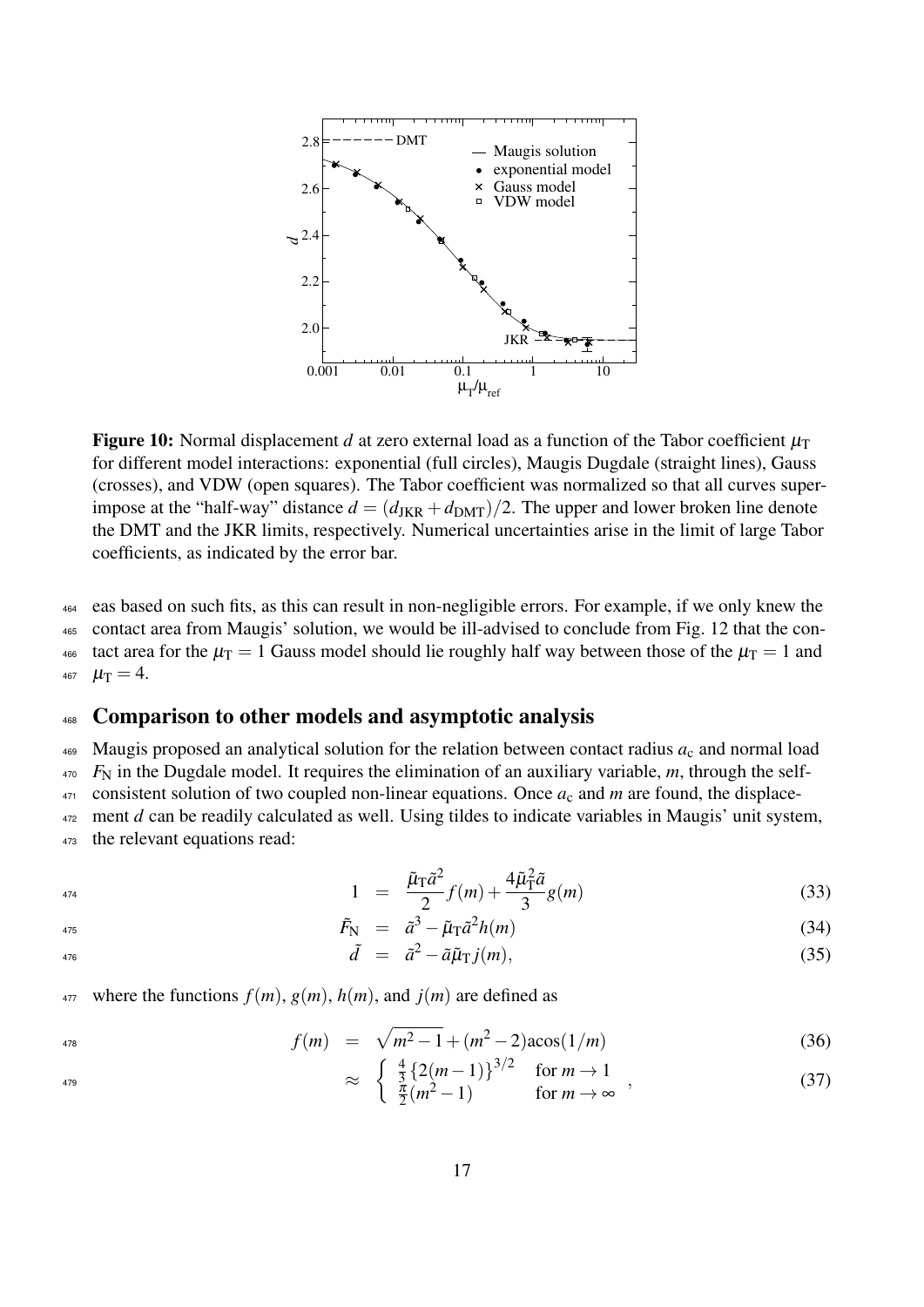**Figure 10:** Normal displacement $d$ at zero external load as a function of the Tabor coefficient $\mu_T$ for different model interactions: exponential (full circles), Maugis Dugdale (straight lines), Gauss (crosses), and VDW (open squares). The Tabor coefficient was normalized so that all curves superimpose at the "half-way" distance $d = (d_{JKR} + d_{DMT})/2$. The upper and lower broken line denote the DMT and the JKR limits, respectively. Numerical uncertainties arise in the limit of large Tabor coefficients, as indicated by the error bar.

eas based on such fits, as this can result in non-negligible errors. For example, if we only knew the contact area from Maugis' solution, we would be ill-advised to conclude from Fig. 12 that the contact area for the $\mu_T = 1$ Gauss model should lie roughly half way between those of the $\mu_T = 1$ and $\mu_T = 4$.

## Comparison to other models and asymptotic analysis

Maugis proposed an analytical solution for the relation between contact radius $a_c$ and normal load $F_N$ in the Dugdale model. It requires the elimination of an auxiliary variable, $m$, through the self-consistent solution of two coupled non-linear equations. Once $a_c$ and $m$ are found, the displacement $d$ can be readily calculated as well. Using tildes to indicate variables in Maugis' unit system, the relevant equations read:

$$1 = \frac{\tilde{\mu}_T \tilde{a}^2}{2} f(m) + \frac{4\tilde{\mu}_T^2 \tilde{a}}{3} g(m) \tag{33}$$

$$\tilde{F}_N = \tilde{a}^3 - \tilde{\mu}_T \tilde{a}^2 h(m) \tag{34}$$

$$\tilde{d} = \tilde{a}^2 - \tilde{a}\tilde{\mu}_T j(m), \tag{35}$$

where the functions $f(m)$, $g(m)$, $h(m)$, and $j(m)$ are defined as

$$f(m) = \sqrt{m^2 - 1} + (m^2 - 2)\text{acos}(1/m) \tag{36}$$

$$\approx \begin{cases} \frac{4}{3}\{2(m-1)\}^{3/2} & \text{for } m \to 1 \\ \frac{\pi}{2}(m^2 - 1) & \text{for } m \to \infty \end{cases}, \tag{37}$$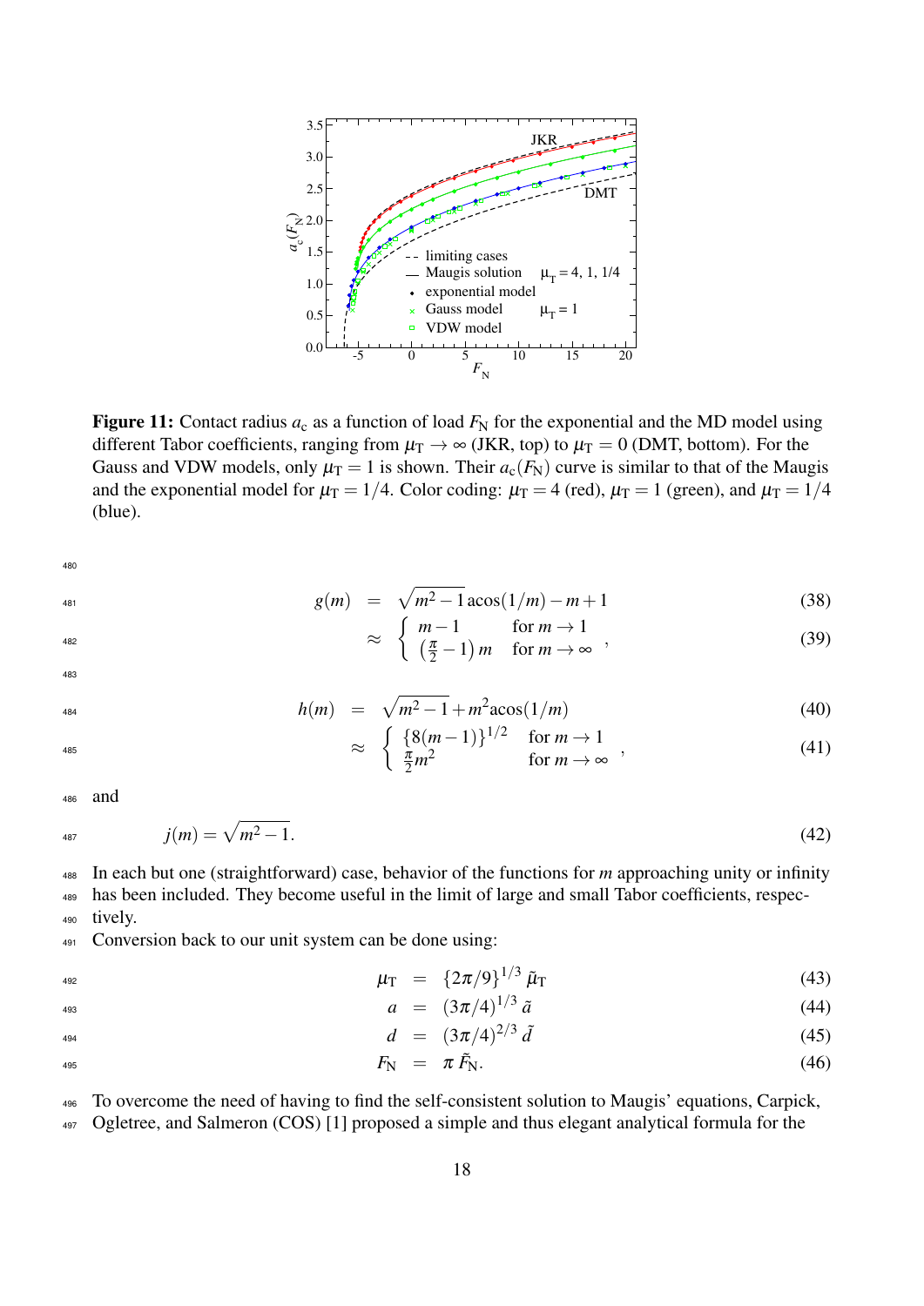**Figure 11:** Contact radius $a_c$ as a function of load $F_N$ for the exponential and the MD model using different Tabor coefficients, ranging from $\mu_T \to \infty$ (JKR, top) to $\mu_T = 0$ (DMT, bottom). For the Gauss and VDW models, only $\mu_T = 1$ is shown. Their $a_c(F_N)$ curve is similar to that of the Maugis and the exponential model for $\mu_T = 1/4$. Color coding: $\mu_T = 4$ (red), $\mu_T = 1$ (green), and $\mu_T = 1/4$ (blue).

$$
\begin{aligned}
g(m) &= \sqrt{m^2-1}\,\mathrm{acos}(1/m) - m + 1 & (38)\\
&\approx \begin{cases} m-1 & \text{for } m \to 1 \\ \left(\frac{\pi}{2}-1\right) m & \text{for } m \to \infty \end{cases}, & (39)
\end{aligned}
$$

$$
\begin{aligned}
h(m) &= \sqrt{m^2-1} + m^2 \mathrm{acos}(1/m) & (40)\\
&\approx \begin{cases} \{8(m-1)\}^{1/2} & \text{for } m \to 1 \\ \frac{\pi}{2} m^2 & \text{for } m \to \infty \end{cases}, & (41)
\end{aligned}
$$

and

$$
j(m) = \sqrt{m^2-1}. \qquad (42)
$$

In each but one (straightforward) case, behavior of the functions for $m$ approaching unity or infinity has been included. They become useful in the limit of large and small Tabor coefficients, respectively.

Conversion back to our unit system can be done using:

$$
\begin{aligned}
\mu_T &= \{2\pi/9\}^{1/3}\, \tilde{\mu}_T & (43)\\
a &= (3\pi/4)^{1/3}\, \tilde{a} & (44)\\
d &= (3\pi/4)^{2/3}\, \tilde{d} & (45)\\
F_N &= \pi\, \tilde{F}_N. & (46)
\end{aligned}
$$

To overcome the need of having to find the self-consistent solution to Maugis' equations, Carpick, Ogletree, and Salmeron (COS) [1] proposed a simple and thus elegant analytical formula for the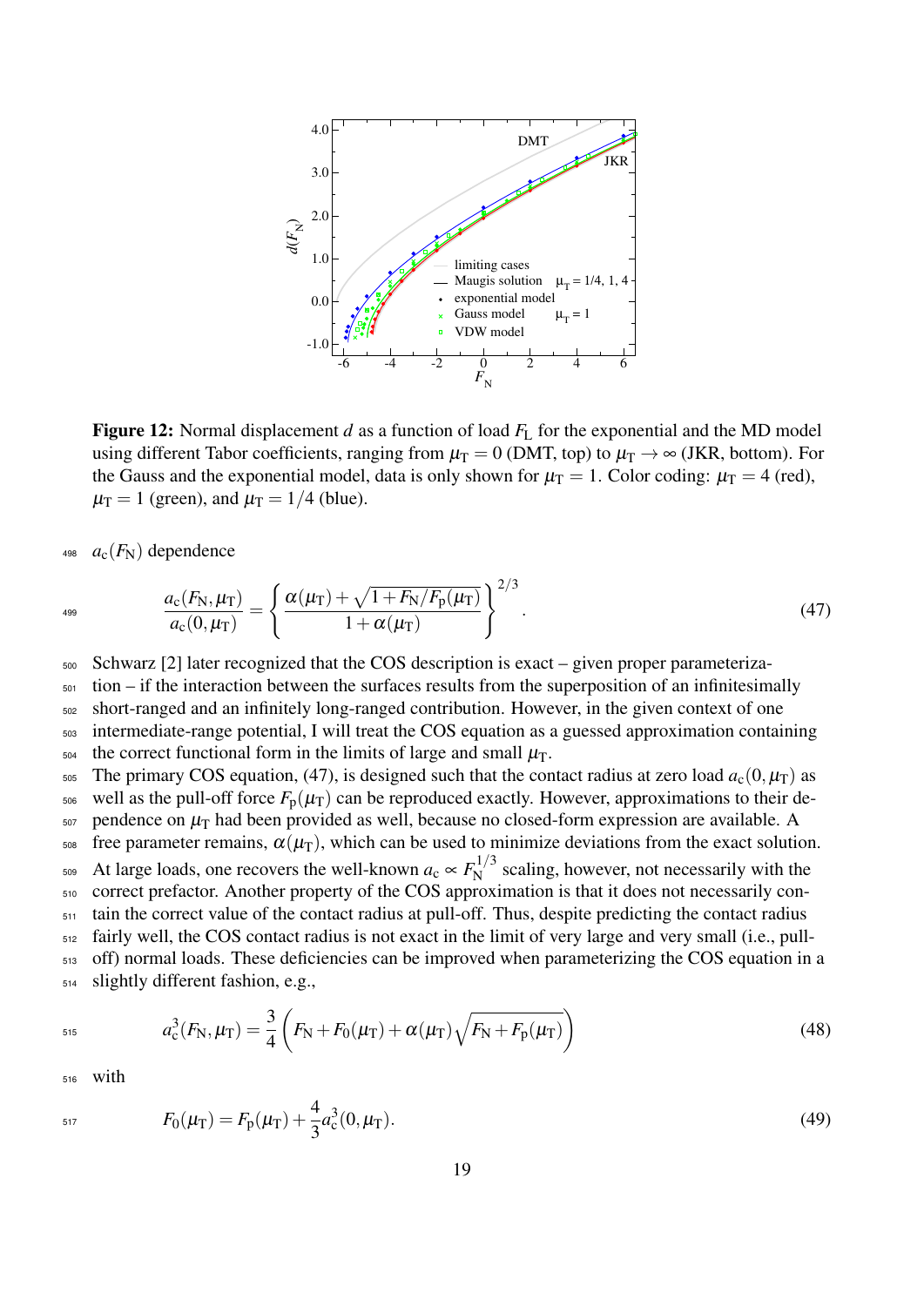**Figure 12:** Normal displacement $d$ as a function of load $F_L$ for the exponential and the MD model using different Tabor coefficients, ranging from $\mu_T = 0$ (DMT, top) to $\mu_T \to \infty$ (JKR, bottom). For the Gauss and the exponential model, data is only shown for $\mu_T = 1$. Color coding: $\mu_T = 4$ (red), $\mu_T = 1$ (green), and $\mu_T = 1/4$ (blue).

$a_c(F_N)$ dependence

$$\frac{a_c(F_N, \mu_T)}{a_c(0, \mu_T)} = \left\{ \frac{\alpha(\mu_T) + \sqrt{1 + F_N/F_p(\mu_T)}}{1 + \alpha(\mu_T)} \right\}^{2/3}. \tag{47}$$

Schwarz [2] later recognized that the COS description is exact – given proper parameterization – if the interaction between the surfaces results from the superposition of an infinitesimally short-ranged and an infinitely long-ranged contribution. However, in the given context of one intermediate-range potential, I will treat the COS equation as a guessed approximation containing the correct functional form in the limits of large and small $\mu_T$.

The primary COS equation, (47), is designed such that the contact radius at zero load $a_c(0, \mu_T)$ as well as the pull-off force $F_p(\mu_T)$ can be reproduced exactly. However, approximations to their dependence on $\mu_T$ had been provided as well, because no closed-form expression are available. A free parameter remains, $\alpha(\mu_T)$, which can be used to minimize deviations from the exact solution. At large loads, one recovers the well-known $a_c \propto F_N^{1/3}$ scaling, however, not necessarily with the correct prefactor. Another property of the COS approximation is that it does not necessarily contain the correct value of the contact radius at pull-off. Thus, despite predicting the contact radius fairly well, the COS contact radius is not exact in the limit of very large and very small (i.e., pull-off) normal loads. These deficiencies can be improved when parameterizing the COS equation in a slightly different fashion, e.g.,

$$a_c^3(F_N, \mu_T) = \frac{3}{4}\left(F_N + F_0(\mu_T) + \alpha(\mu_T)\sqrt{F_N + F_p(\mu_T)}\right) \tag{48}$$

with

$$F_0(\mu_T) = F_p(\mu_T) + \frac{4}{3}a_c^3(0, \mu_T). \tag{49}$$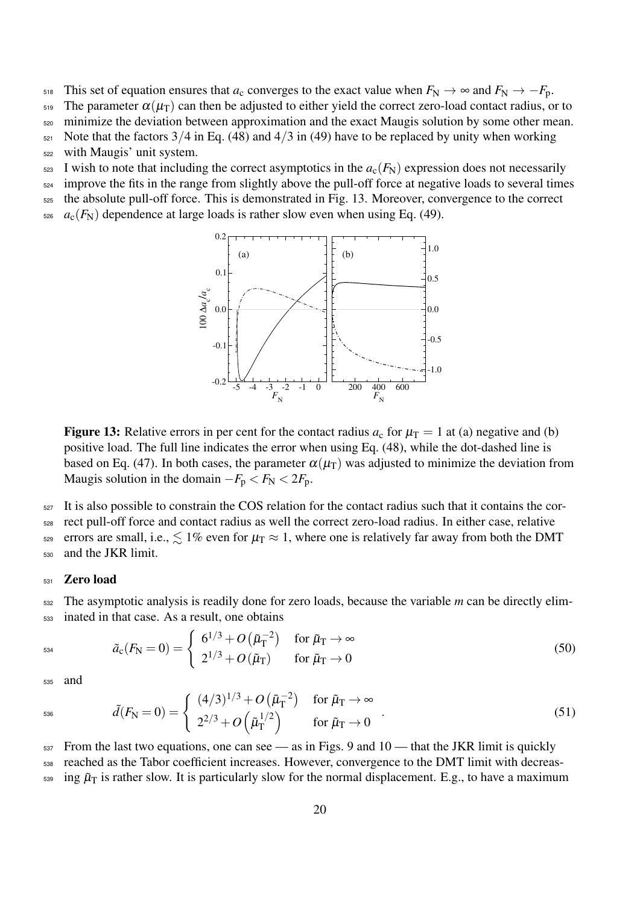This set of equation ensures that $a_c$ converges to the exact value when $F_N \to \infty$ and $F_N \to -F_p$. The parameter $\alpha(\mu_T)$ can then be adjusted to either yield the correct zero-load contact radius, or to minimize the deviation between approximation and the exact Maugis solution by some other mean. Note that the factors $3/4$ in Eq. (48) and $4/3$ in (49) have to be replaced by unity when working with Maugis' unit system.

I wish to note that including the correct asymptotics in the $a_c(F_N)$ expression does not necessarily improve the fits in the range from slightly above the pull-off force at negative loads to several times the absolute pull-off force. This is demonstrated in Fig. 13. Moreover, convergence to the correct $a_c(F_N)$ dependence at large loads is rather slow even when using Eq. (49).

**Figure 13:** Relative errors in per cent for the contact radius $a_c$ for $\mu_T = 1$ at (a) negative and (b) positive load. The full line indicates the error when using Eq. (48), while the dot-dashed line is based on Eq. (47). In both cases, the parameter $\alpha(\mu_T)$ was adjusted to minimize the deviation from Maugis solution in the domain $-F_p < F_N < 2F_p$.

It is also possible to constrain the COS relation for the contact radius such that it contains the correct pull-off force and contact radius as well the correct zero-load radius. In either case, relative errors are small, i.e., $\lesssim 1\%$ even for $\mu_T \approx 1$, where one is relatively far away from both the DMT and the JKR limit.

## Zero load

The asymptotic analysis is readily done for zero loads, because the variable $m$ can be directly eliminated in that case. As a result, one obtains

$$\tilde{a}_c(F_N = 0) = \begin{cases} 6^{1/3} + O\left(\tilde{\mu}_T^{-2}\right) & \text{for } \tilde{\mu}_T \to \infty \\ 2^{1/3} + O\left(\tilde{\mu}_T\right) & \text{for } \tilde{\mu}_T \to 0 \end{cases} \tag{50}$$

and

$$\tilde{d}(F_N = 0) = \begin{cases} (4/3)^{1/3} + O\left(\tilde{\mu}_T^{-2}\right) & \text{for } \tilde{\mu}_T \to \infty \\ 2^{2/3} + O\left(\tilde{\mu}_T^{1/2}\right) & \text{for } \tilde{\mu}_T \to 0 \end{cases}. \tag{51}$$

From the last two equations, one can see — as in Figs. 9 and 10 — that the JKR limit is quickly reached as the Tabor coefficient increases. However, convergence to the DMT limit with decreasing $\tilde{\mu}_T$ is rather slow. It is particularly slow for the normal displacement. E.g., to have a maximum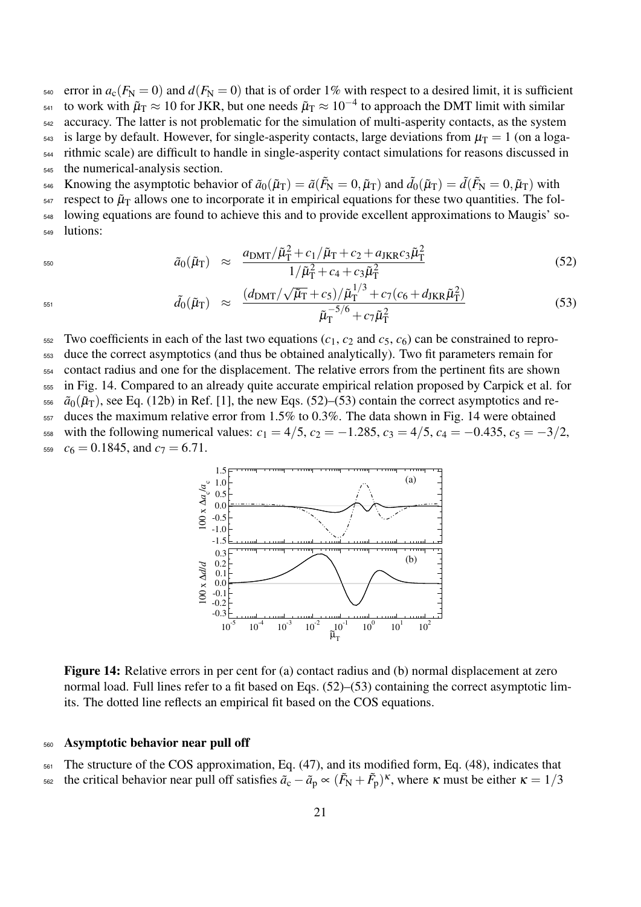error in $a_c(F_N = 0)$ and $d(F_N = 0)$ that is of order 1% with respect to a desired limit, it is sufficient to work with $\tilde{\mu}_T \approx 10$ for JKR, but one needs $\tilde{\mu}_T \approx 10^{-4}$ to approach the DMT limit with similar accuracy. The latter is not problematic for the simulation of multi-asperity contacts, as the system is large by default. However, for single-asperity contacts, large deviations from $\mu_T = 1$ (on a logarithmic scale) are difficult to handle in single-asperity contact simulations for reasons discussed in the numerical-analysis section.

Knowing the asymptotic behavior of $\tilde{a}_0(\tilde{\mu}_T) = \tilde{a}(\tilde{F}_N = 0, \tilde{\mu}_T)$ and $\tilde{d}_0(\tilde{\mu}_T) = \tilde{d}(\tilde{F}_N = 0, \tilde{\mu}_T)$ with respect to $\tilde{\mu}_T$ allows one to incorporate it in empirical equations for these two quantities. The following equations are found to achieve this and to provide excellent approximations to Maugis' solutions:

$$\tilde{a}_0(\tilde{\mu}_T) \approx \frac{a_{\rm DMT}/\tilde{\mu}_T^2 + c_1/\tilde{\mu}_T + c_2 + a_{\rm JKR} c_3 \tilde{\mu}_T^2}{1/\tilde{\mu}_T^2 + c_4 + c_3 \tilde{\mu}_T^2} \tag{52}$$

$$\tilde{d}_0(\tilde{\mu}_T) \approx \frac{(d_{\rm DMT}/\sqrt{\tilde{\mu}_T} + c_5)/\tilde{\mu}_T^{1/3} + c_7(c_6 + d_{\rm JKR}\tilde{\mu}_T^2)}{\tilde{\mu}_T^{-5/6} + c_7 \tilde{\mu}_T^2} \tag{53}$$

Two coefficients in each of the last two equations ($c_1$, $c_2$ and $c_5$, $c_6$) can be constrained to reproduce the correct asymptotics (and thus be obtained analytically). Two fit parameters remain for contact radius and one for the displacement. The relative errors from the pertinent fits are shown in Fig. 14. Compared to an already quite accurate empirical relation proposed by Carpick et al. for $\tilde{a}_0(\tilde{\mu}_T)$, see Eq. (12b) in Ref. [1], the new Eqs. (52)–(53) contain the correct asymptotics and reduces the maximum relative error from 1.5% to 0.3%. The data shown in Fig. 14 were obtained with the following numerical values: $c_1 = 4/5$, $c_2 = -1.285$, $c_3 = 4/5$, $c_4 = -0.435$, $c_5 = -3/2$, $c_6 = 0.1845$, and $c_7 = 6.71$.

**Figure 14:** Relative errors in per cent for (a) contact radius and (b) normal displacement at zero normal load. Full lines refer to a fit based on Eqs. (52)–(53) containing the correct asymptotic limits. The dotted line reflects an empirical fit based on the COS equations.

## Asymptotic behavior near pull off

The structure of the COS approximation, Eq. (47), and its modified form, Eq. (48), indicates that the critical behavior near pull off satisfies $\tilde{a}_c - \tilde{a}_p \propto (\tilde{F}_N + \tilde{F}_p)^\kappa$, where $\kappa$ must be either $\kappa = 1/3$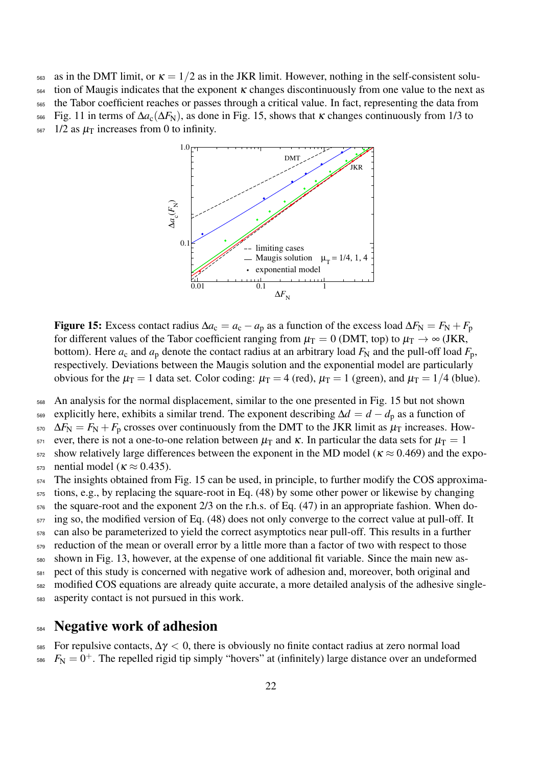as in the DMT limit, or $\kappa = 1/2$ as in the JKR limit. However, nothing in the self-consistent solution of Maugis indicates that the exponent $\kappa$ changes discontinuously from one value to the next as the Tabor coefficient reaches or passes through a critical value. In fact, representing the data from Fig. 11 in terms of $\Delta a_c(\Delta F_N)$, as done in Fig. 15, shows that $\kappa$ changes continuously from 1/3 to 1/2 as $\mu_T$ increases from 0 to infinity.

**Figure 15:** Excess contact radius $\Delta a_c = a_c - a_p$ as a function of the excess load $\Delta F_N = F_N + F_p$ for different values of the Tabor coefficient ranging from $\mu_T = 0$ (DMT, top) to $\mu_T \to \infty$ (JKR, bottom). Here $a_c$ and $a_p$ denote the contact radius at an arbitrary load $F_N$ and the pull-off load $F_p$, respectively. Deviations between the Maugis solution and the exponential model are particularly obvious for the $\mu_T = 1$ data set. Color coding: $\mu_T = 4$ (red), $\mu_T = 1$ (green), and $\mu_T = 1/4$ (blue).

An analysis for the normal displacement, similar to the one presented in Fig. 15 but not shown explicitly here, exhibits a similar trend. The exponent describing $\Delta d = d - d_p$ as a function of $\Delta F_N = F_N + F_p$ crosses over continuously from the DMT to the JKR limit as $\mu_T$ increases. However, there is not a one-to-one relation between $\mu_T$ and $\kappa$. In particular the data sets for $\mu_T = 1$ show relatively large differences between the exponent in the MD model ($\kappa \approx 0.469$) and the exponential model ($\kappa \approx 0.435$).

The insights obtained from Fig. 15 can be used, in principle, to further modify the COS approximations, e.g., by replacing the square-root in Eq. (48) by some other power or likewise by changing the square-root and the exponent 2/3 on the r.h.s. of Eq. (47) in an appropriate fashion. When doing so, the modified version of Eq. (48) does not only converge to the correct value at pull-off. It can also be parameterized to yield the correct asymptotics near pull-off. This results in a further reduction of the mean or overall error by a little more than a factor of two with respect to those shown in Fig. 13, however, at the expense of one additional fit variable. Since the main new aspect of this study is concerned with negative work of adhesion and, moreover, both original and modified COS equations are already quite accurate, a more detailed analysis of the adhesive single-asperity contact is not pursued in this work.

## Negative work of adhesion

For repulsive contacts, $\Delta\gamma < 0$, there is obviously no finite contact radius at zero normal load $F_N = 0^+$. The repelled rigid tip simply "hovers" at (infinitely) large distance over an undeformed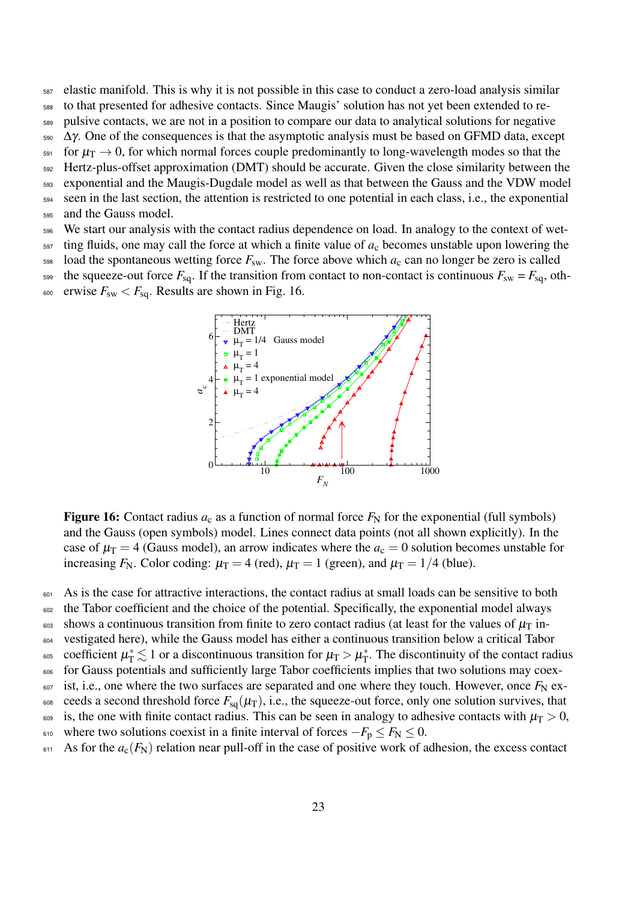elastic manifold. This is why it is not possible in this case to conduct a zero-load analysis similar to that presented for adhesive contacts. Since Maugis' solution has not yet been extended to repulsive contacts, we are not in a position to compare our data to analytical solutions for negative $\Delta\gamma$. One of the consequences is that the asymptotic analysis must be based on GFMD data, except for $\mu_{\rm T} \to 0$, for which normal forces couple predominantly to long-wavelength modes so that the Hertz-plus-offset approximation (DMT) should be accurate. Given the close similarity between the exponential and the Maugis-Dugdale model as well as that between the Gauss and the VDW model seen in the last section, the attention is restricted to one potential in each class, i.e., the exponential and the Gauss model.

We start our analysis with the contact radius dependence on load. In analogy to the context of wetting fluids, one may call the force at which a finite value of $a_{\rm c}$ becomes unstable upon lowering the load the spontaneous wetting force $F_{\rm sw}$. The force above which $a_{\rm c}$ can no longer be zero is called the squeeze-out force $F_{\rm sq}$. If the transition from contact to non-contact is continuous $F_{\rm sw} = F_{\rm sq}$, otherwise $F_{\rm sw} < F_{\rm sq}$. Results are shown in Fig. 16.

**Figure 16:** Contact radius $a_{\rm c}$ as a function of normal force $F_{\rm N}$ for the exponential (full symbols) and the Gauss (open symbols) model. Lines connect data points (not all shown explicitly). In the case of $\mu_{\rm T} = 4$ (Gauss model), an arrow indicates where the $a_{\rm c} = 0$ solution becomes unstable for increasing $F_{\rm N}$. Color coding: $\mu_{\rm T} = 4$ (red), $\mu_{\rm T} = 1$ (green), and $\mu_{\rm T} = 1/4$ (blue).

As is the case for attractive interactions, the contact radius at small loads can be sensitive to both the Tabor coefficient and the choice of the potential. Specifically, the exponential model always shows a continuous transition from finite to zero contact radius (at least for the values of $\mu_{\rm T}$ investigated here), while the Gauss model has either a continuous transition below a critical Tabor coefficient $\mu_{\rm T}^* \lesssim 1$ or a discontinuous transition for $\mu_{\rm T} > \mu_{\rm T}^*$. The discontinuity of the contact radius for Gauss potentials and sufficiently large Tabor coefficients implies that two solutions may coexist, i.e., one where the two surfaces are separated and one where they touch. However, once $F_{\rm N}$ exceeds a second threshold force $F_{\rm sq}(\mu_{\rm T})$, i.e., the squeeze-out force, only one solution survives, that is, the one with finite contact radius. This can be seen in analogy to adhesive contacts with $\mu_{\rm T} > 0$, where two solutions coexist in a finite interval of forces $-F_{\rm p} \le F_{\rm N} \le 0$.

As for the $a_{\rm c}(F_{\rm N})$ relation near pull-off in the case of positive work of adhesion, the excess contact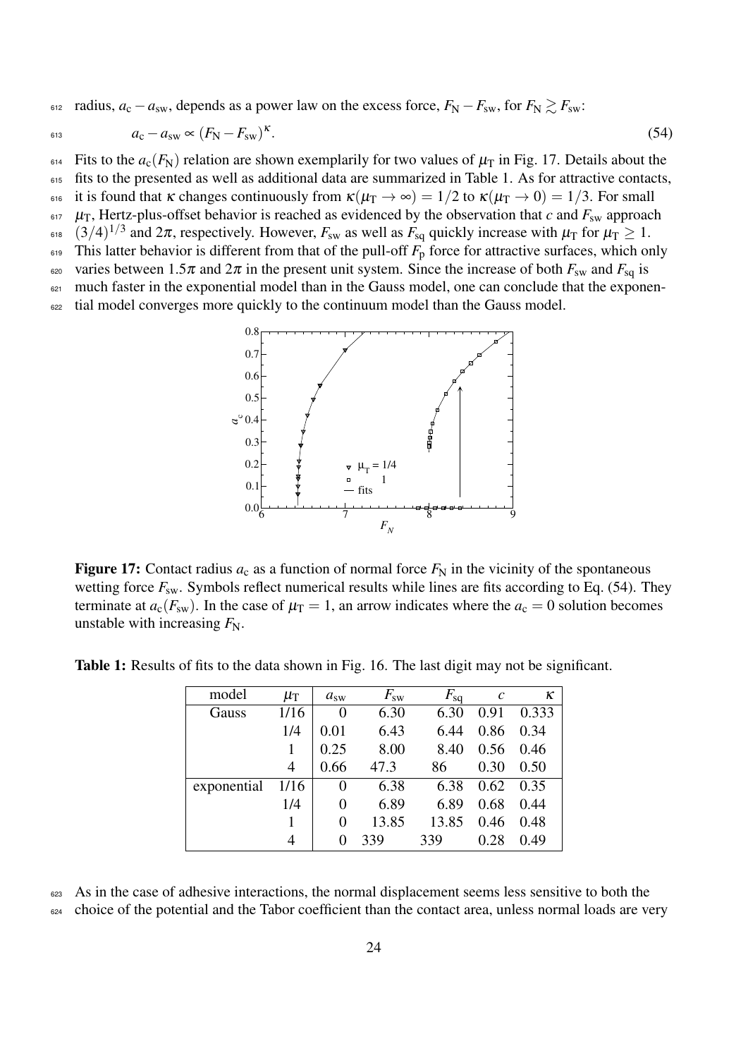radius, $a_c - a_{sw}$, depends as a power law on the excess force, $F_N - F_{sw}$, for $F_N \gtrsim F_{sw}$:

$$a_c - a_{sw} \propto (F_N - F_{sw})^{\kappa}. \tag{54}$$

Fits to the $a_c(F_N)$ relation are shown exemplarily for two values of $\mu_T$ in Fig. 17. Details about the fits to the presented as well as additional data are summarized in Table 1. As for attractive contacts, it is found that $\kappa$ changes continuously from $\kappa(\mu_T \to \infty) = 1/2$ to $\kappa(\mu_T \to 0) = 1/3$. For small $\mu_T$, Hertz-plus-offset behavior is reached as evidenced by the observation that $c$ and $F_{sw}$ approach $(3/4)^{1/3}$ and $2\pi$, respectively. However, $F_{sw}$ as well as $F_{sq}$ quickly increase with $\mu_T$ for $\mu_T \geq 1$. This latter behavior is different from that of the pull-off $F_p$ force for attractive surfaces, which only varies between $1.5\pi$ and $2\pi$ in the present unit system. Since the increase of both $F_{sw}$ and $F_{sq}$ is much faster in the exponential model than in the Gauss model, one can conclude that the exponential model converges more quickly to the continuum model than the Gauss model.

**Figure 17:** Contact radius $a_c$ as a function of normal force $F_N$ in the vicinity of the spontaneous wetting force $F_{sw}$. Symbols reflect numerical results while lines are fits according to Eq. (54). They terminate at $a_c(F_{sw})$. In the case of $\mu_T = 1$, an arrow indicates where the $a_c = 0$ solution becomes unstable with increasing $F_N$.

**Table 1:** Results of fits to the data shown in Fig. 16. The last digit may not be significant.

| model | $\mu_T$ | $a_{sw}$ | $F_{sw}$ | $F_{sq}$ | $c$ | $\kappa$ |
|---|---|---|---|---|---|---|
| Gauss | 1/16 | 0 | 6.30 | 6.30 | 0.91 | 0.333 |
| | 1/4 | 0.01 | 6.43 | 6.44 | 0.86 | 0.34 |
| | 1 | 0.25 | 8.00 | 8.40 | 0.56 | 0.46 |
| | 4 | 0.66 | 47.3 | 86 | 0.30 | 0.50 |
| exponential | 1/16 | 0 | 6.38 | 6.38 | 0.62 | 0.35 |
| | 1/4 | 0 | 6.89 | 6.89 | 0.68 | 0.44 |
| | 1 | 0 | 13.85 | 13.85 | 0.46 | 0.48 |
| | 4 | 0 | 339 | 339 | 0.28 | 0.49 |

As in the case of adhesive interactions, the normal displacement seems less sensitive to both the choice of the potential and the Tabor coefficient than the contact area, unless normal loads are very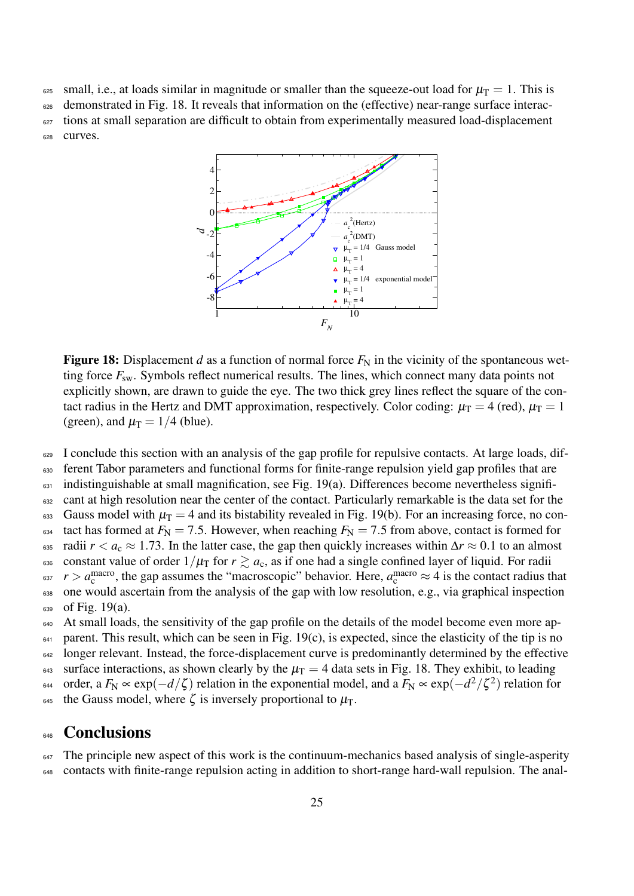small, i.e., at loads similar in magnitude or smaller than the squeeze-out load for $\mu_T = 1$. This is demonstrated in Fig. 18. It reveals that information on the (effective) near-range surface interactions at small separation are difficult to obtain from experimentally measured load-displacement curves.

**Figure 18:** Displacement $d$ as a function of normal force $F_N$ in the vicinity of the spontaneous wetting force $F_{sw}$. Symbols reflect numerical results. The lines, which connect many data points not explicitly shown, are drawn to guide the eye. The two thick grey lines reflect the square of the contact radius in the Hertz and DMT approximation, respectively. Color coding: $\mu_T = 4$ (red), $\mu_T = 1$ (green), and $\mu_T = 1/4$ (blue).

I conclude this section with an analysis of the gap profile for repulsive contacts. At large loads, different Tabor parameters and functional forms for finite-range repulsion yield gap profiles that are indistinguishable at small magnification, see Fig. 19(a). Differences become nevertheless significant at high resolution near the center of the contact. Particularly remarkable is the data set for the Gauss model with $\mu_T = 4$ and its bistability revealed in Fig. 19(b). For an increasing force, no contact has formed at $F_N = 7.5$. However, when reaching $F_N = 7.5$ from above, contact is formed for radii $r < a_c \approx 1.73$. In the latter case, the gap then quickly increases within $\Delta r \approx 0.1$ to an almost constant value of order $1/\mu_T$ for $r \gtrsim a_c$, as if one had a single confined layer of liquid. For radii $r > a_c^{\text{macro}}$, the gap assumes the "macroscopic" behavior. Here, $a_c^{\text{macro}} \approx 4$ is the contact radius that one would ascertain from the analysis of the gap with low resolution, e.g., via graphical inspection of Fig. 19(a).

At small loads, the sensitivity of the gap profile on the details of the model become even more apparent. This result, which can be seen in Fig. 19(c), is expected, since the elasticity of the tip is no longer relevant. Instead, the force-displacement curve is predominantly determined by the effective surface interactions, as shown clearly by the $\mu_T = 4$ data sets in Fig. 18. They exhibit, to leading order, a $F_N \propto \exp(-d/\zeta)$ relation in the exponential model, and a $F_N \propto \exp(-d^2/\zeta^2)$ relation for the Gauss model, where $\zeta$ is inversely proportional to $\mu_T$.

## Conclusions

The principle new aspect of this work is the continuum-mechanics based analysis of single-asperity contacts with finite-range repulsion acting in addition to short-range hard-wall repulsion. The anal-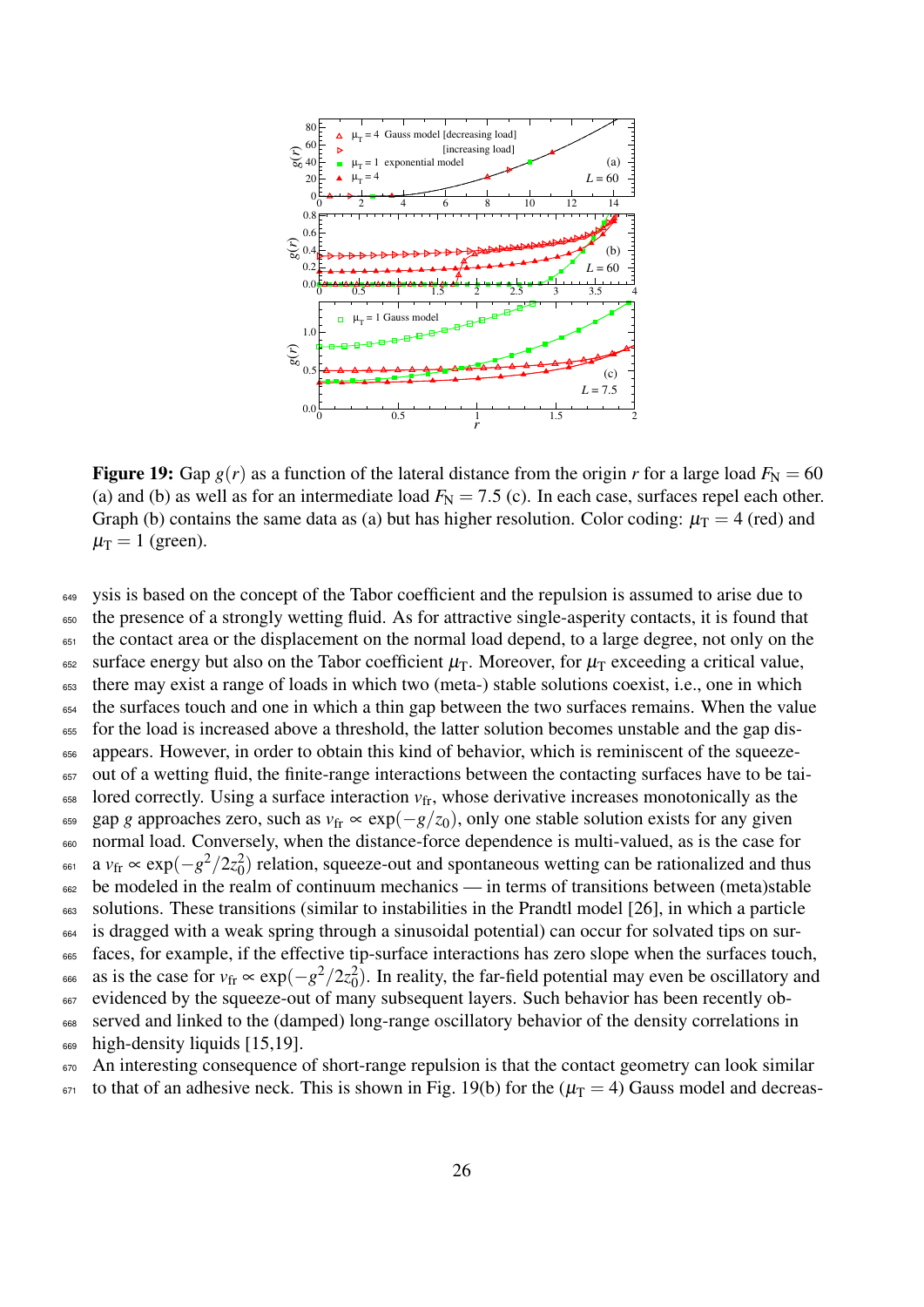**Figure 19:** Gap $g(r)$ as a function of the lateral distance from the origin $r$ for a large load $F_\text{N} = 60$ (a) and (b) as well as for an intermediate load $F_\text{N} = 7.5$ (c). In each case, surfaces repel each other. Graph (b) contains the same data as (a) but has higher resolution. Color coding: $\mu_\text{T} = 4$ (red) and $\mu_\text{T} = 1$ (green).

ysis is based on the concept of the Tabor coefficient and the repulsion is assumed to arise due to the presence of a strongly wetting fluid. As for attractive single-asperity contacts, it is found that the contact area or the displacement on the normal load depend, to a large degree, not only on the surface energy but also on the Tabor coefficient $\mu_\text{T}$. Moreover, for $\mu_\text{T}$ exceeding a critical value, there may exist a range of loads in which two (meta-) stable solutions coexist, i.e., one in which the surfaces touch and one in which a thin gap between the two surfaces remains. When the value for the load is increased above a threshold, the latter solution becomes unstable and the gap disappears. However, in order to obtain this kind of behavior, which is reminiscent of the squeeze-out of a wetting fluid, the finite-range interactions between the contacting surfaces have to be tailored correctly. Using a surface interaction $v_\text{fr}$, whose derivative increases monotonically as the gap $g$ approaches zero, such as $v_\text{fr} \propto \exp(-g/z_0)$, only one stable solution exists for any given normal load. Conversely, when the distance-force dependence is multi-valued, as is the case for a $v_\text{fr} \propto \exp(-g^2/2z_0^2)$ relation, squeeze-out and spontaneous wetting can be rationalized and thus be modeled in the realm of continuum mechanics — in terms of transitions between (meta)stable solutions. These transitions (similar to instabilities in the Prandtl model [26], in which a particle is dragged with a weak spring through a sinusoidal potential) can occur for solvated tips on surfaces, for example, if the effective tip-surface interactions has zero slope when the surfaces touch, as is the case for $v_\text{fr} \propto \exp(-g^2/2z_0^2)$. In reality, the far-field potential may even be oscillatory and evidenced by the squeeze-out of many subsequent layers. Such behavior has been recently observed and linked to the (damped) long-range oscillatory behavior of the density correlations in high-density liquids [15,19].

An interesting consequence of short-range repulsion is that the contact geometry can look similar to that of an adhesive neck. This is shown in Fig. 19(b) for the ($\mu_\text{T} = 4$) Gauss model and decreas-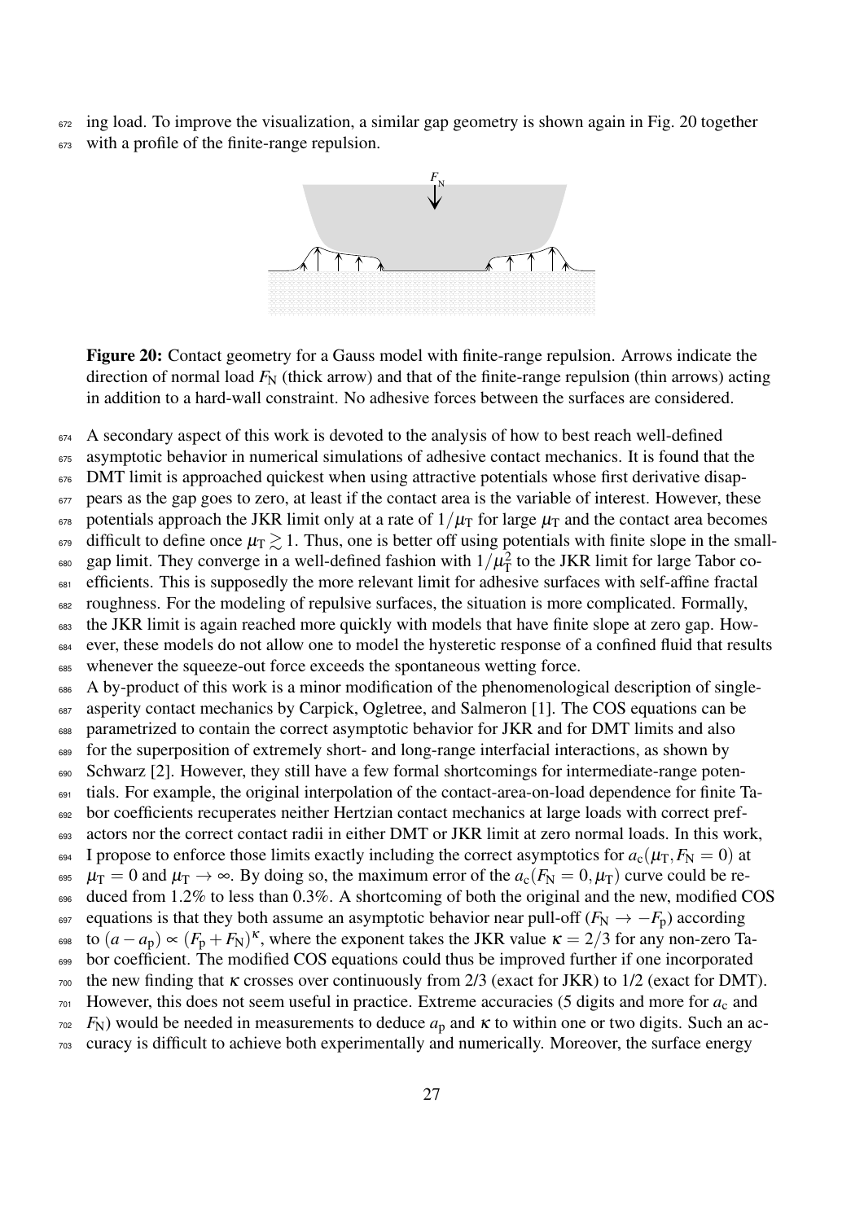ing load. To improve the visualization, a similar gap geometry is shown again in Fig. 20 together with a profile of the finite-range repulsion.

**Figure 20:** Contact geometry for a Gauss model with finite-range repulsion. Arrows indicate the direction of normal load $F_N$ (thick arrow) and that of the finite-range repulsion (thin arrows) acting in addition to a hard-wall constraint. No adhesive forces between the surfaces are considered.

A secondary aspect of this work is devoted to the analysis of how to best reach well-defined asymptotic behavior in numerical simulations of adhesive contact mechanics. It is found that the DMT limit is approached quickest when using attractive potentials whose first derivative disappears as the gap goes to zero, at least if the contact area is the variable of interest. However, these potentials approach the JKR limit only at a rate of $1/\mu_T$ for large $\mu_T$ and the contact area becomes difficult to define once $\mu_T \gtrsim 1$. Thus, one is better off using potentials with finite slope in the small-gap limit. They converge in a well-defined fashion with $1/\mu_T^2$ to the JKR limit for large Tabor coefficients. This is supposedly the more relevant limit for adhesive surfaces with self-affine fractal roughness. For the modeling of repulsive surfaces, the situation is more complicated. Formally, the JKR limit is again reached more quickly with models that have finite slope at zero gap. However, these models do not allow one to model the hysteretic response of a confined fluid that results whenever the squeeze-out force exceeds the spontaneous wetting force.

A by-product of this work is a minor modification of the phenomenological description of single-asperity contact mechanics by Carpick, Ogletree, and Salmeron [1]. The COS equations can be parametrized to contain the correct asymptotic behavior for JKR and for DMT limits and also for the superposition of extremely short- and long-range interfacial interactions, as shown by Schwarz [2]. However, they still have a few formal shortcomings for intermediate-range potentials. For example, the original interpolation of the contact-area-on-load dependence for finite Tabor coefficients recuperates neither Hertzian contact mechanics at large loads with correct prefactors nor the correct contact radii in either DMT or JKR limit at zero normal loads. In this work, I propose to enforce those limits exactly including the correct asymptotics for $a_c(\mu_T, F_N = 0)$ at $\mu_T = 0$ and $\mu_T \to \infty$. By doing so, the maximum error of the $a_c(F_N = 0, \mu_T)$ curve could be reduced from 1.2% to less than 0.3%. A shortcoming of both the original and the new, modified COS equations is that they both assume an asymptotic behavior near pull-off ($F_N \to -F_p$) according to $(a - a_p) \propto (F_p + F_N)^\kappa$, where the exponent takes the JKR value $\kappa = 2/3$ for any non-zero Tabor coefficient. The modified COS equations could thus be improved further if one incorporated the new finding that $\kappa$ crosses over continuously from 2/3 (exact for JKR) to 1/2 (exact for DMT). However, this does not seem useful in practice. Extreme accuracies (5 digits and more for $a_c$ and $F_N$) would be needed in measurements to deduce $a_p$ and $\kappa$ to within one or two digits. Such an accuracy is difficult to achieve both experimentally and numerically. Moreover, the surface energy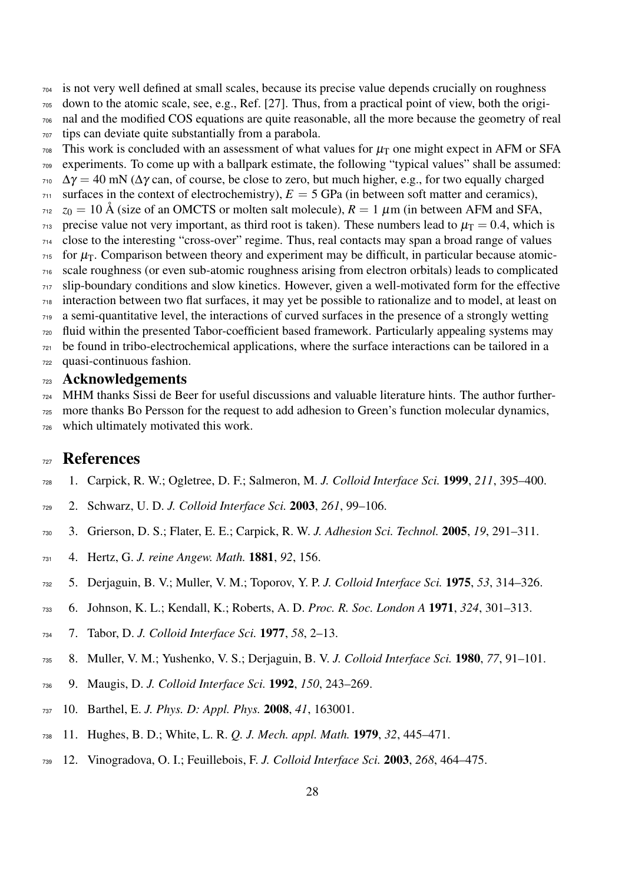is not very well defined at small scales, because its precise value depends crucially on roughness down to the atomic scale, see, e.g., Ref. [27]. Thus, from a practical point of view, both the original and the modified COS equations are quite reasonable, all the more because the geometry of real tips can deviate quite substantially from a parabola.

This work is concluded with an assessment of what values for $\mu_T$ one might expect in AFM or SFA experiments. To come up with a ballpark estimate, the following "typical values" shall be assumed: $\Delta\gamma = 40$ mN ($\Delta\gamma$ can, of course, be close to zero, but much higher, e.g., for two equally charged surfaces in the context of electrochemistry), $E = 5$ GPa (in between soft matter and ceramics), $z_0 = 10$ Å (size of an OMCTS or molten salt molecule), $R = 1$ $\mu$m (in between AFM and SFA, precise value not very important, as third root is taken). These numbers lead to $\mu_T = 0.4$, which is close to the interesting "cross-over" regime. Thus, real contacts may span a broad range of values for $\mu_T$. Comparison between theory and experiment may be difficult, in particular because atomic-scale roughness (or even sub-atomic roughness arising from electron orbitals) leads to complicated slip-boundary conditions and slow kinetics. However, given a well-motivated form for the effective interaction between two flat surfaces, it may yet be possible to rationalize and to model, at least on a semi-quantitative level, the interactions of curved surfaces in the presence of a strongly wetting fluid within the presented Tabor-coefficient based framework. Particularly appealing systems may be found in tribo-electrochemical applications, where the surface interactions can be tailored in a quasi-continuous fashion.

## Acknowledgements

MHM thanks Sissi de Beer for useful discussions and valuable literature hints. The author furthermore thanks Bo Persson for the request to add adhesion to Green's function molecular dynamics, which ultimately motivated this work.

# References

1. Carpick, R. W.; Ogletree, D. F.; Salmeron, M. *J. Colloid Interface Sci.* **1999**, *211*, 395–400.
2. Schwarz, U. D. *J. Colloid Interface Sci.* **2003**, *261*, 99–106.
3. Grierson, D. S.; Flater, E. E.; Carpick, R. W. *J. Adhesion Sci. Technol.* **2005**, *19*, 291–311.
4. Hertz, G. *J. reine Angew. Math.* **1881**, *92*, 156.
5. Derjaguin, B. V.; Muller, V. M.; Toporov, Y. P. *J. Colloid Interface Sci.* **1975**, *53*, 314–326.
6. Johnson, K. L.; Kendall, K.; Roberts, A. D. *Proc. R. Soc. London A* **1971**, *324*, 301–313.
7. Tabor, D. *J. Colloid Interface Sci.* **1977**, *58*, 2–13.
8. Muller, V. M.; Yushenko, V. S.; Derjaguin, B. V. *J. Colloid Interface Sci.* **1980**, *77*, 91–101.
9. Maugis, D. *J. Colloid Interface Sci.* **1992**, *150*, 243–269.
10. Barthel, E. *J. Phys. D: Appl. Phys.* **2008**, *41*, 163001.
11. Hughes, B. D.; White, L. R. *Q. J. Mech. appl. Math.* **1979**, *32*, 445–471.
12. Vinogradova, O. I.; Feuillebois, F. *J. Colloid Interface Sci.* **2003**, *268*, 464–475.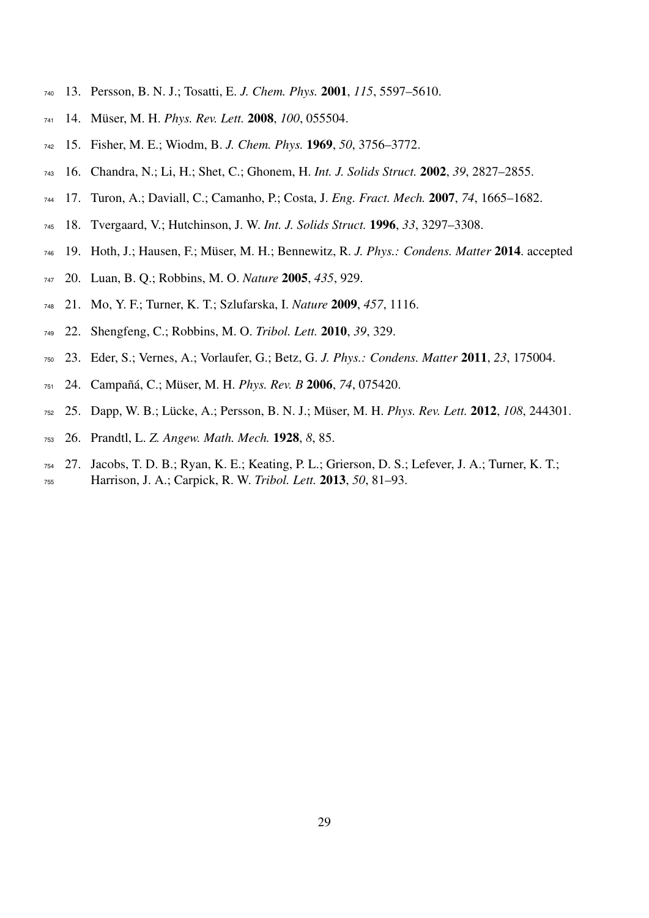13. Persson, B. N. J.; Tosatti, E. *J. Chem. Phys.* **2001**, *115*, 5597–5610.
14. Müser, M. H. *Phys. Rev. Lett.* **2008**, *100*, 055504.
15. Fisher, M. E.; Wiodm, B. *J. Chem. Phys.* **1969**, *50*, 3756–3772.
16. Chandra, N.; Li, H.; Shet, C.; Ghonem, H. *Int. J. Solids Struct.* **2002**, *39*, 2827–2855.
17. Turon, A.; Daviall, C.; Camanho, P.; Costa, J. *Eng. Fract. Mech.* **2007**, *74*, 1665–1682.
18. Tvergaard, V.; Hutchinson, J. W. *Int. J. Solids Struct.* **1996**, *33*, 3297–3308.
19. Hoth, J.; Hausen, F.; Müser, M. H.; Bennewitz, R. *J. Phys.: Condens. Matter* **2014**. accepted
20. Luan, B. Q.; Robbins, M. O. *Nature* **2005**, *435*, 929.
21. Mo, Y. F.; Turner, K. T.; Szlufarska, I. *Nature* **2009**, *457*, 1116.
22. Shengfeng, C.; Robbins, M. O. *Tribol. Lett.* **2010**, *39*, 329.
23. Eder, S.; Vernes, A.; Vorlaufer, G.; Betz, G. *J. Phys.: Condens. Matter* **2011**, *23*, 175004.
24. Campañá, C.; Müser, M. H. *Phys. Rev. B* **2006**, *74*, 075420.
25. Dapp, W. B.; Lücke, A.; Persson, B. N. J.; Müser, M. H. *Phys. Rev. Lett.* **2012**, *108*, 244301.
26. Prandtl, L. *Z. Angew. Math. Mech.* **1928**, *8*, 85.
27. Jacobs, T. D. B.; Ryan, K. E.; Keating, P. L.; Grierson, D. S.; Lefever, J. A.; Turner, K. T.; Harrison, J. A.; Carpick, R. W. *Tribol. Lett.* **2013**, *50*, 81–93.